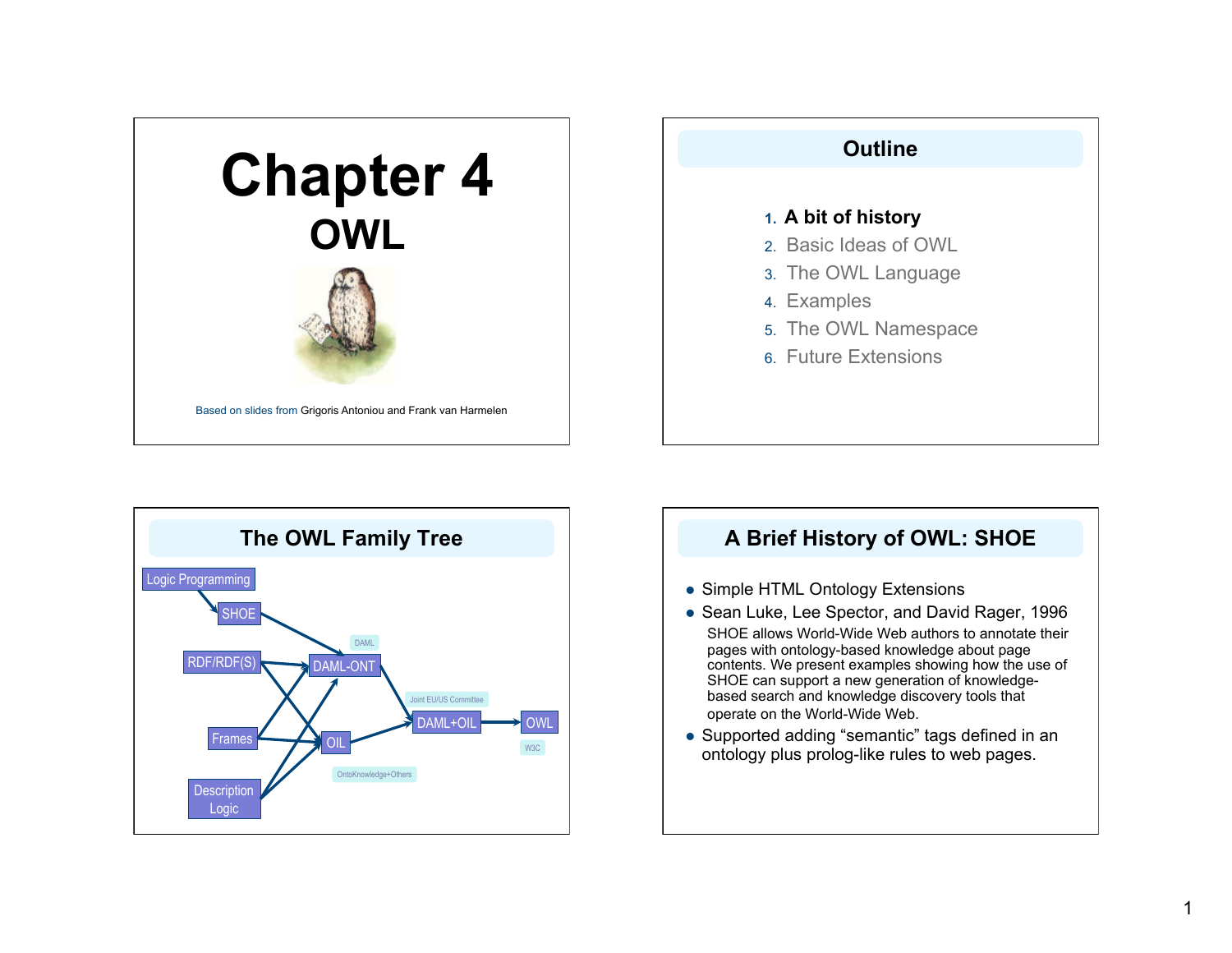# Chapter 4
## OWL

Based on slides from Grigoris Antoniou and Frank van Harmelen

## Outline

1. **A bit of history**
2. Basic Ideas of OWL
3. The OWL Language
4. Examples
5. The OWL Namespace
6. Future Extensions

## The OWL Family Tree

Logic Programming → SHOE
SHOE → DAML-ONT (DAML)
RDF/RDF(S) → DAML-ONT
RDF/RDF(S) → OIL
Frames → DAML-ONT
Frames → OIL
Description Logic → DAML-ONT
Description Logic → OIL
DAML-ONT → DAML+OIL (Joint EU/US Committee)
OIL (OntoKnowledge+Others) → DAML+OIL
DAML+OIL → OWL (W3C)

## A Brief History of OWL: SHOE

- Simple HTML Ontology Extensions
- Sean Luke, Lee Spector, and David Rager, 1996

  SHOE allows World-Wide Web authors to annotate their pages with ontology-based knowledge about page contents. We present examples showing how the use of SHOE can support a new generation of knowledge-based search and knowledge discovery tools that operate on the World-Wide Web.
- Supported adding “semantic” tags defined in an ontology plus prolog-like rules to web pages.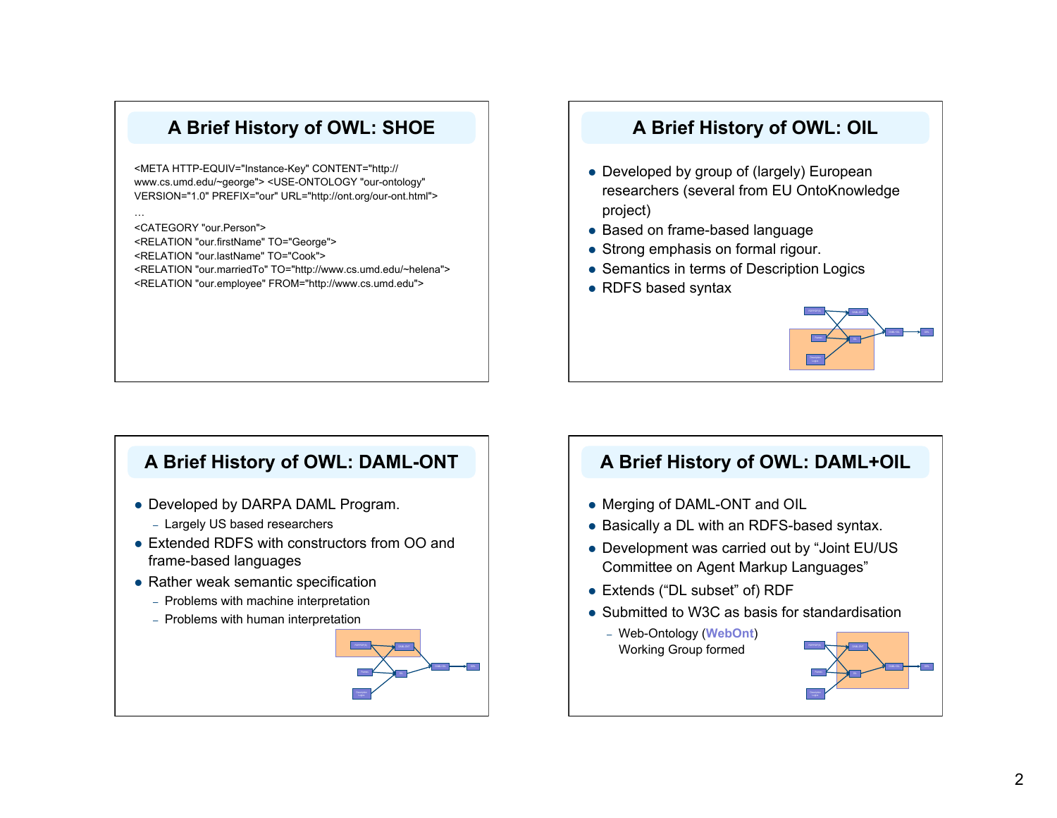## A Brief History of OWL: SHOE

```
<META HTTP-EQUIV="Instance-Key" CONTENT="http://
www.cs.umd.edu/~george"> <USE-ONTOLOGY "our-ontology"
VERSION="1.0" PREFIX="our" URL="http://ont.org/our-ont.html">
…
<CATEGORY "our.Person">
<RELATION "our.firstName" TO="George">
<RELATION "our.lastName" TO="Cook">
<RELATION "our.marriedTo" TO="http://www.cs.umd.edu/~helena">
<RELATION "our.employee" FROM="http://www.cs.umd.edu">
```

## A Brief History of OWL: OIL

- Developed by group of (largely) European researchers (several from EU OntoKnowledge project)
- Based on frame-based language
- Strong emphasis on formal rigour.
- Semantics in terms of Description Logics
- RDFS based syntax

## A Brief History of OWL: DAML-ONT

- Developed by DARPA DAML Program.
  - Largely US based researchers
- Extended RDFS with constructors from OO and frame-based languages
- Rather weak semantic specification
  - Problems with machine interpretation
  - Problems with human interpretation

## A Brief History of OWL: DAML+OIL

- Merging of DAML-ONT and OIL
- Basically a DL with an RDFS-based syntax.
- Development was carried out by "Joint EU/US Committee on Agent Markup Languages"
- Extends ("DL subset" of) RDF
- Submitted to W3C as basis for standardisation
  - Web-Ontology (**WebOnt**) Working Group formed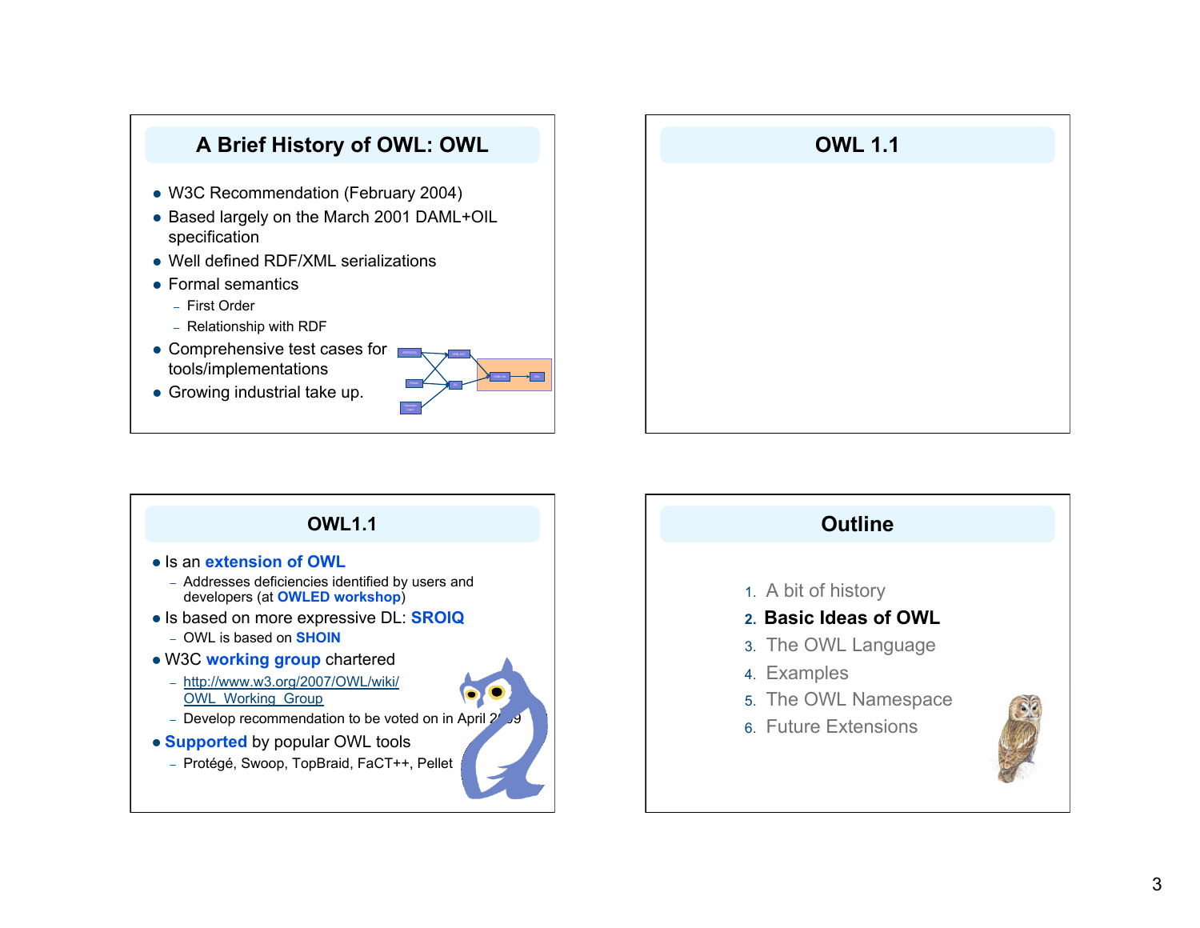## A Brief History of OWL: OWL

- W3C Recommendation (February 2004)
- Based largely on the March 2001 DAML+OIL specification
- Well defined RDF/XML serializations
- Formal semantics
  - First Order
  - Relationship with RDF
- Comprehensive test cases for tools/implementations
- Growing industrial take up.

## OWL 1.1

## OWL1.1

- Is an **extension of OWL**
  - Addresses deficiencies identified by users and developers (at **OWLED workshop**)
- Is based on more expressive DL: **SROIQ**
  - OWL is based on **SHOIN**
- W3C **working group** chartered
  - http://www.w3.org/2007/OWL/wiki/OWL_Working_Group
  - Develop recommendation to be voted on in April 2009
- **Supported** by popular OWL tools
  - Protégé, Swoop, TopBraid, FaCT++, Pellet

## Outline

1. A bit of history
2. **Basic Ideas of OWL**
3. The OWL Language
4. Examples
5. The OWL Namespace
6. Future Extensions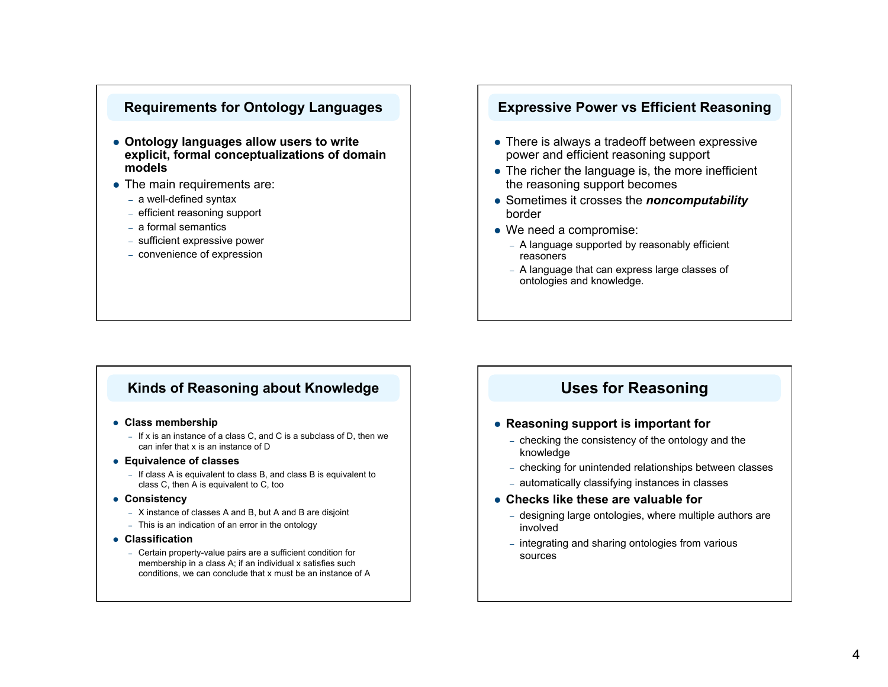## Requirements for Ontology Languages

- **Ontology languages allow users to write explicit, formal conceptualizations of domain models**
- The main requirements are:
  - a well-defined syntax
  - efficient reasoning support
  - a formal semantics
  - sufficient expressive power
  - convenience of expression

## Expressive Power vs Efficient Reasoning

- There is always a tradeoff between expressive power and efficient reasoning support
- The richer the language is, the more inefficient the reasoning support becomes
- Sometimes it crosses the ***noncomputability*** border
- We need a compromise:
  - A language supported by reasonably efficient reasoners
  - A language that can express large classes of ontologies and knowledge.

## Kinds of Reasoning about Knowledge

- **Class membership**
  - If x is an instance of a class C, and C is a subclass of D, then we can infer that x is an instance of D
- **Equivalence of classes**
  - If class A is equivalent to class B, and class B is equivalent to class C, then A is equivalent to C, too
- **Consistency**
  - X instance of classes A and B, but A and B are disjoint
  - This is an indication of an error in the ontology
- **Classification**
  - Certain property-value pairs are a sufficient condition for membership in a class A; if an individual x satisfies such conditions, we can conclude that x must be an instance of A

## Uses for Reasoning

- **Reasoning support is important for**
  - checking the consistency of the ontology and the knowledge
  - checking for unintended relationships between classes
  - automatically classifying instances in classes
- **Checks like these are valuable for**
  - designing large ontologies, where multiple authors are involved
  - integrating and sharing ontologies from various sources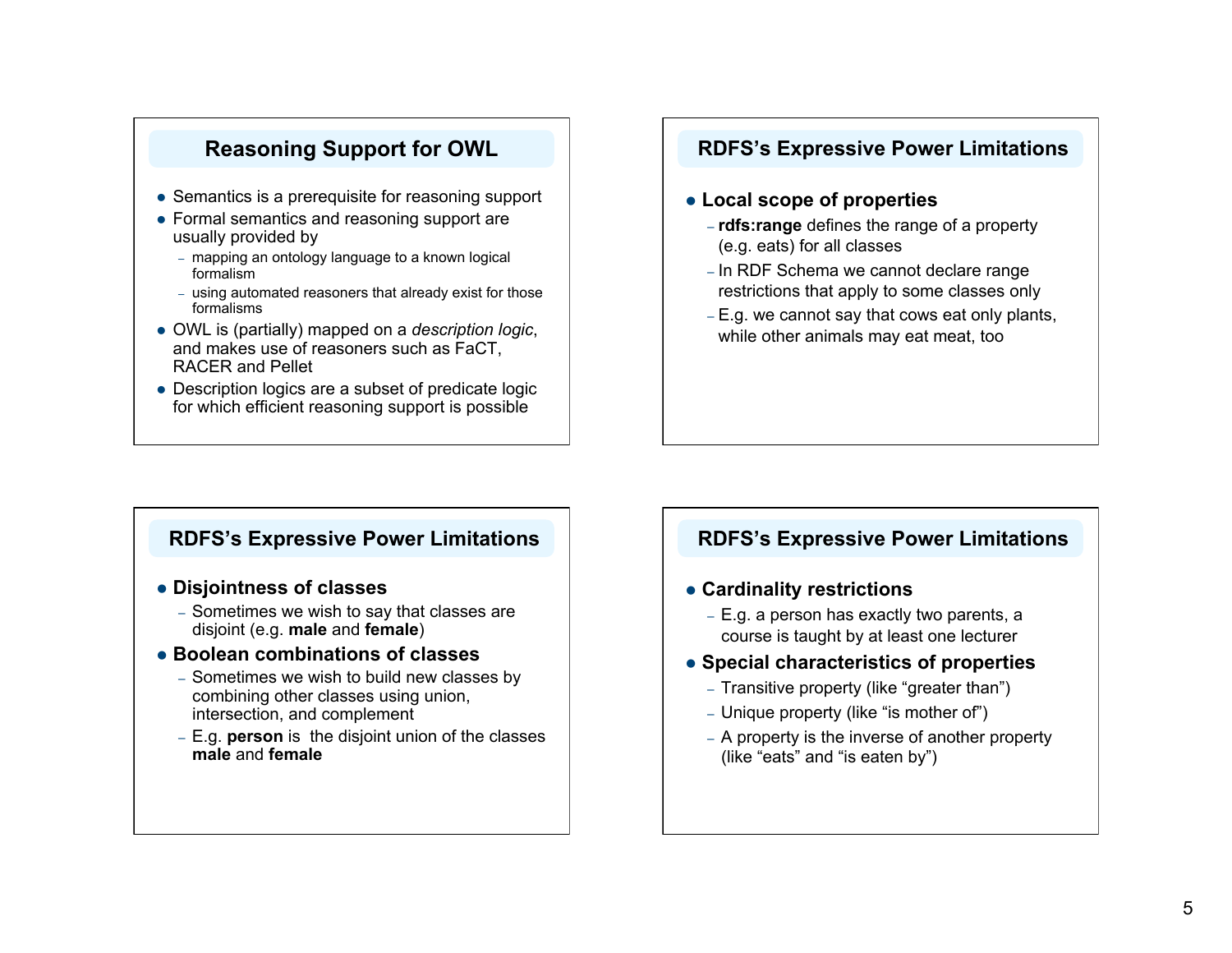## Reasoning Support for OWL

- Semantics is a prerequisite for reasoning support
- Formal semantics and reasoning support are usually provided by
  - mapping an ontology language to a known logical formalism
  - using automated reasoners that already exist for those formalisms
- OWL is (partially) mapped on a *description logic*, and makes use of reasoners such as FaCT, RACER and Pellet
- Description logics are a subset of predicate logic for which efficient reasoning support is possible

## RDFS's Expressive Power Limitations

- **Local scope of properties**
  - **rdfs:range** defines the range of a property (e.g. eats) for all classes
  - In RDF Schema we cannot declare range restrictions that apply to some classes only
  - E.g. we cannot say that cows eat only plants, while other animals may eat meat, too

## RDFS's Expressive Power Limitations

- **Disjointness of classes**
  - Sometimes we wish to say that classes are disjoint (e.g. **male** and **female**)
- **Boolean combinations of classes**
  - Sometimes we wish to build new classes by combining other classes using union, intersection, and complement
  - E.g. **person** is the disjoint union of the classes **male** and **female**

## RDFS's Expressive Power Limitations

- **Cardinality restrictions**
  - E.g. a person has exactly two parents, a course is taught by at least one lecturer
- **Special characteristics of properties**
  - Transitive property (like "greater than")
  - Unique property (like "is mother of")
  - A property is the inverse of another property (like "eats" and "is eaten by")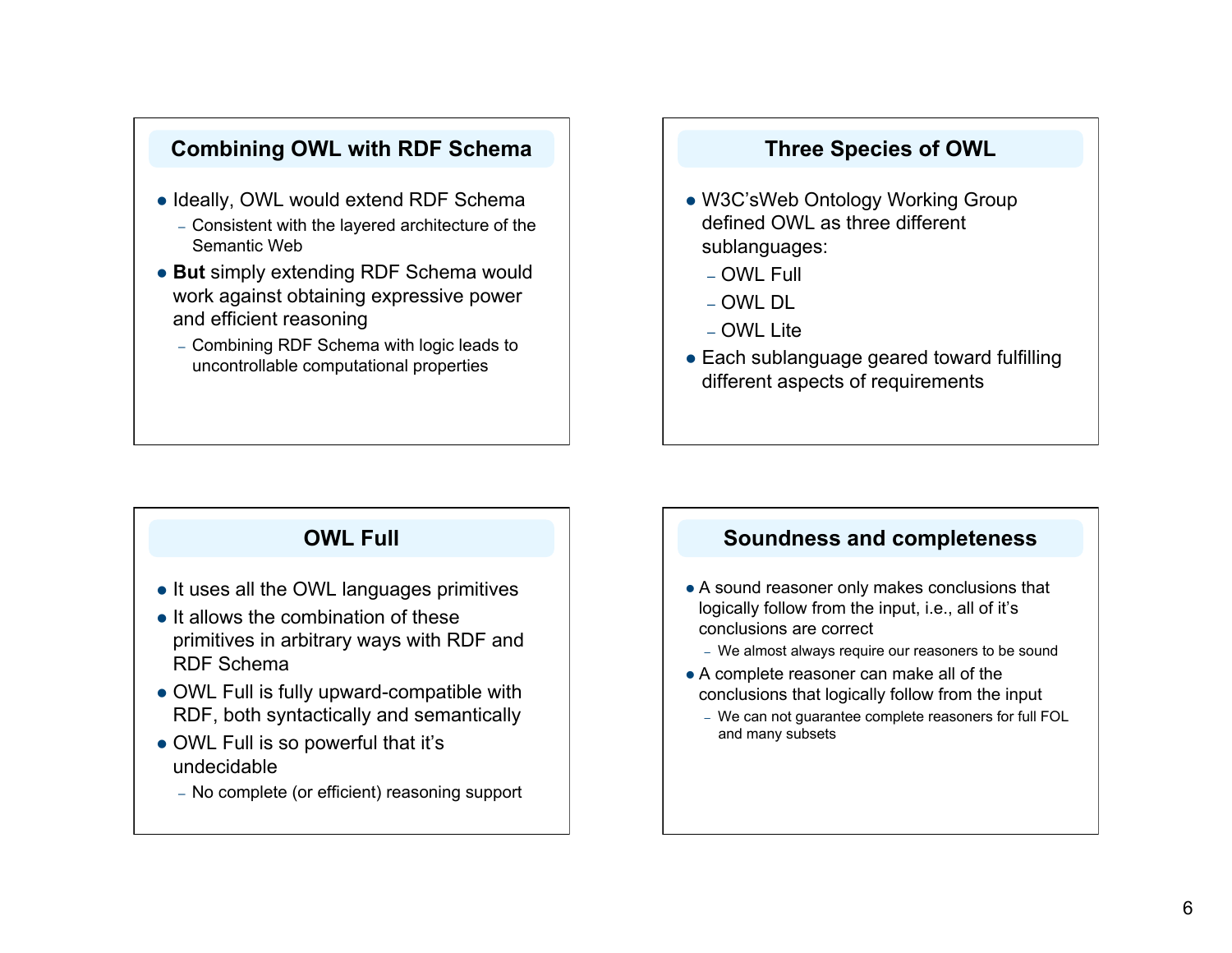## Combining OWL with RDF Schema

- Ideally, OWL would extend RDF Schema
  - Consistent with the layered architecture of the Semantic Web
- **But** simply extending RDF Schema would work against obtaining expressive power and efficient reasoning
  - Combining RDF Schema with logic leads to uncontrollable computational properties

## Three Species of OWL

- W3C'sWeb Ontology Working Group defined OWL as three different sublanguages:
  - OWL Full
  - OWL DL
  - OWL Lite
- Each sublanguage geared toward fulfilling different aspects of requirements

## OWL Full

- It uses all the OWL languages primitives
- It allows the combination of these primitives in arbitrary ways with RDF and RDF Schema
- OWL Full is fully upward-compatible with RDF, both syntactically and semantically
- OWL Full is so powerful that it's undecidable
  - No complete (or efficient) reasoning support

## Soundness and completeness

- A sound reasoner only makes conclusions that logically follow from the input, i.e., all of it's conclusions are correct
  - We almost always require our reasoners to be sound
- A complete reasoner can make all of the conclusions that logically follow from the input
  - We can not guarantee complete reasoners for full FOL and many subsets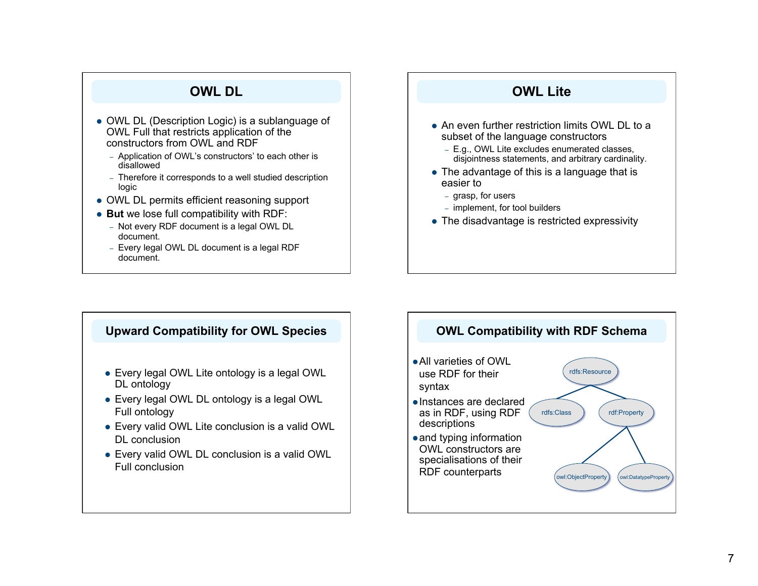## OWL DL

- OWL DL (Description Logic) is a sublanguage of OWL Full that restricts application of the constructors from OWL and RDF
  - Application of OWL's constructors' to each other is disallowed
  - Therefore it corresponds to a well studied description logic
- OWL DL permits efficient reasoning support
- **But** we lose full compatibility with RDF:
  - Not every RDF document is a legal OWL DL document.
  - Every legal OWL DL document is a legal RDF document.

## OWL Lite

- An even further restriction limits OWL DL to a subset of the language constructors
  - E.g., OWL Lite excludes enumerated classes, disjointness statements, and arbitrary cardinality.
- The advantage of this is a language that is easier to
  - grasp, for users
  - implement, for tool builders
- The disadvantage is restricted expressivity

## Upward Compatibility for OWL Species

- Every legal OWL Lite ontology is a legal OWL DL ontology
- Every legal OWL DL ontology is a legal OWL Full ontology
- Every valid OWL Lite conclusion is a valid OWL DL conclusion
- Every valid OWL DL conclusion is a valid OWL Full conclusion

## OWL Compatibility with RDF Schema

- All varieties of OWL use RDF for their syntax
- Instances are declared as in RDF, using RDF descriptions
- and typing information OWL constructors are specialisations of their RDF counterparts

rdfs:Resource → rdfs:Class, rdf:Property; rdf:Property → owl:ObjectProperty, owl:DatatypeProperty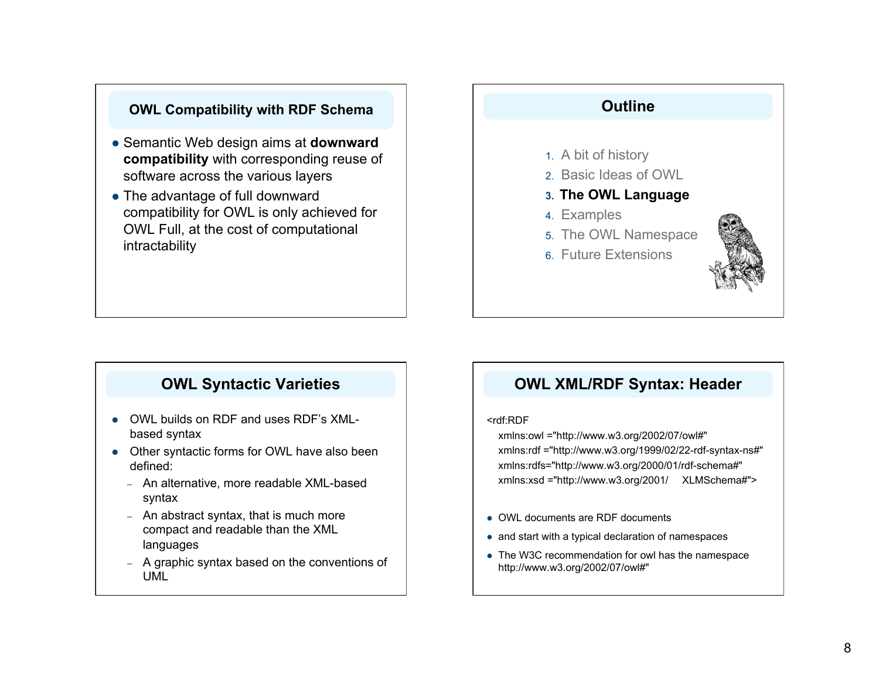## OWL Compatibility with RDF Schema

- Semantic Web design aims at **downward compatibility** with corresponding reuse of software across the various layers
- The advantage of full downward compatibility for OWL is only achieved for OWL Full, at the cost of computational intractability

## Outline

1. A bit of history
2. Basic Ideas of OWL
3. **The OWL Language**
4. Examples
5. The OWL Namespace
6. Future Extensions

## OWL Syntactic Varieties

- OWL builds on RDF and uses RDF's XML-based syntax
- Other syntactic forms for OWL have also been defined:
  - An alternative, more readable XML-based syntax
  - An abstract syntax, that is much more compact and readable than the XML languages
  - A graphic syntax based on the conventions of UML

## OWL XML/RDF Syntax: Header

```
<rdf:RDF
  xmlns:owl ="http://www.w3.org/2002/07/owl#"
  xmlns:rdf ="http://www.w3.org/1999/02/22-rdf-syntax-ns#"
  xmlns:rdfs="http://www.w3.org/2000/01/rdf-schema#"
  xmlns:xsd ="http://www.w3.org/2001/    XLMSchema#">
```

- OWL documents are RDF documents
- and start with a typical declaration of namespaces
- The W3C recommendation for owl has the namespace http://www.w3.org/2002/07/owl#"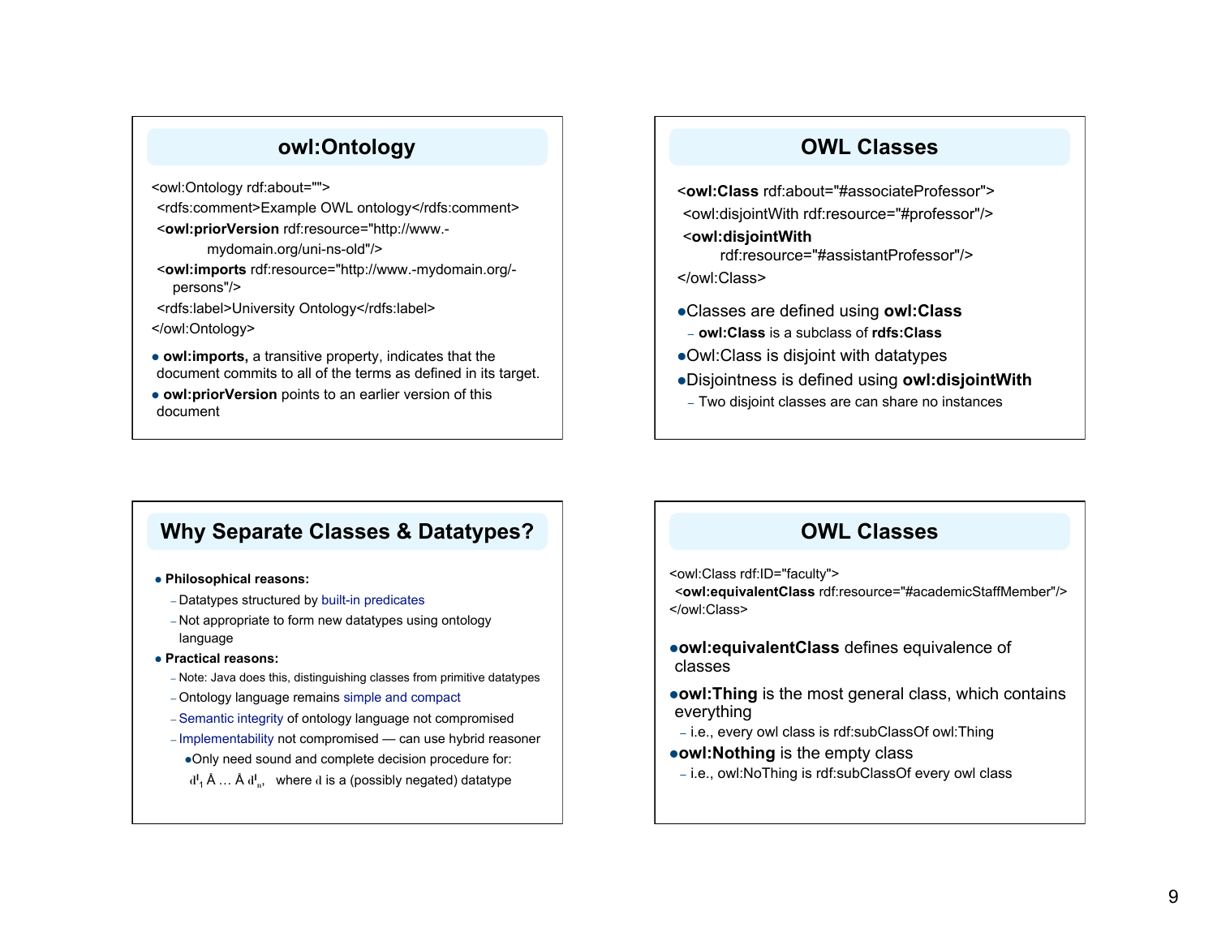## owl:Ontology

```
<owl:Ontology rdf:about="">
 <rdfs:comment>Example OWL ontology</rdfs:comment>
 <owl:priorVersion rdf:resource="http://www.-
          mydomain.org/uni-ns-old"/>
 <owl:imports rdf:resource="http://www.-mydomain.org/-
    persons"/>
 <rdfs:label>University Ontology</rdfs:label>
</owl:Ontology>
```

- **owl:imports,** a transitive property, indicates that the document commits to all of the terms as defined in its target.
- **owl:priorVersion** points to an earlier version of this document

## OWL Classes

```
<owl:Class rdf:about="#associateProfessor">
 <owl:disjointWith rdf:resource="#professor"/>
 <owl:disjointWith
       rdf:resource="#assistantProfessor"/>
</owl:Class>
```

- Classes are defined using **owl:Class**
  - **owl:Class** is a subclass of **rdfs:Class**
- Owl:Class is disjoint with datatypes
- Disjointness is defined using **owl:disjointWith**
  - Two disjoint classes are can share no instances

## Why Separate Classes & Datatypes?

- **Philosophical reasons:**
  - Datatypes structured by built-in predicates
  - Not appropriate to form new datatypes using ontology language
- **Practical reasons:**
  - Note: Java does this, distinguishing classes from primitive datatypes
  - Ontology language remains simple and compact
  - Semantic integrity of ontology language not compromised
  - Implementability not compromised — can use hybrid reasoner
    - Only need sound and complete decision procedure for: $d^I_1 \wedge \ldots \wedge d^I_n$, where d is a (possibly negated) datatype

## OWL Classes

```
<owl:Class rdf:ID="faculty">
 <owl:equivalentClass rdf:resource="#academicStaffMember"/>
</owl:Class>
```

- **owl:equivalentClass** defines equivalence of classes
- **owl:Thing** is the most general class, which contains everything
  - i.e., every owl class is rdf:subClassOf owl:Thing
- **owl:Nothing** is the empty class
  - i.e., owl:NoThing is rdf:subClassOf every owl class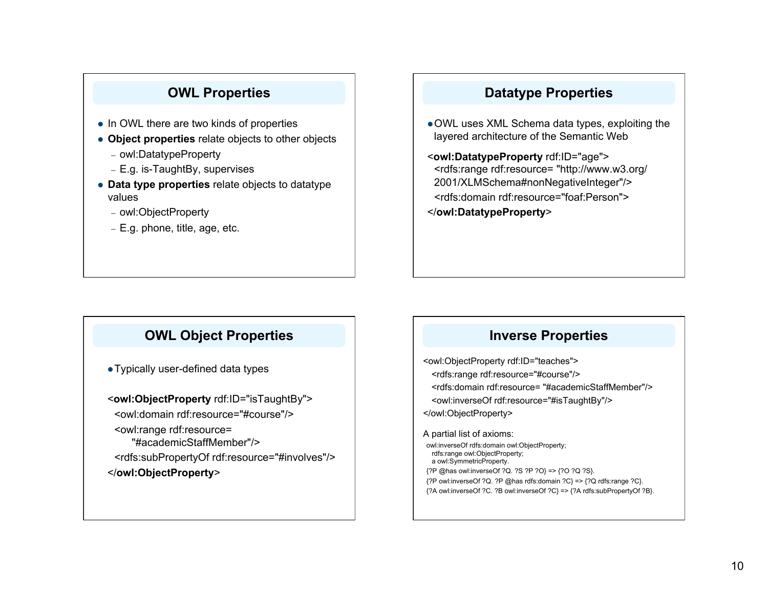## OWL Properties

- In OWL there are two kinds of properties
- **Object properties** relate objects to other objects
  - owl:DatatypeProperty
  - E.g. is-TaughtBy, supervises
- **Data type properties** relate objects to datatype values
  - owl:ObjectProperty
  - E.g. phone, title, age, etc.

## Datatype Properties

- OWL uses XML Schema data types, exploiting the layered architecture of the Semantic Web

```
<owl:DatatypeProperty rdf:ID="age">
  <rdfs:range rdf:resource= "http://www.w3.org/
  2001/XLMSchema#nonNegativeInteger"/>
  <rdfs:domain rdf:resource="foaf:Person">
</owl:DatatypeProperty>
```

## OWL Object Properties

- Typically user-defined data types

```
<owl:ObjectProperty rdf:ID="isTaughtBy">
  <owl:domain rdf:resource="#course"/>
  <owl:range rdf:resource=
      "#academicStaffMember"/>
  <rdfs:subPropertyOf rdf:resource="#involves"/>
</owl:ObjectProperty>
```

## Inverse Properties

```
<owl:ObjectProperty rdf:ID="teaches">
  <rdfs:range rdf:resource="#course"/>
  <rdfs:domain rdf:resource= "#academicStaffMember"/>
  <owl:inverseOf rdf:resource="#isTaughtBy"/>
</owl:ObjectProperty>
```

A partial list of axioms:

```
owl:inverseOf rdfs:domain owl:ObjectProperty;
  rdfs:range owl:ObjectProperty;
  a owl:SymmetricProperty.
{?P @has owl:inverseOf ?Q. ?S ?P ?O} => {?O ?Q ?S}.
{?P owl:inverseOf ?Q. ?P @has rdfs:domain ?C} => {?Q rdfs:range ?C}.
{?A owl:inverseOf ?C. ?B owl:inverseOf ?C} => {?A rdfs:subPropertyOf ?B}.
```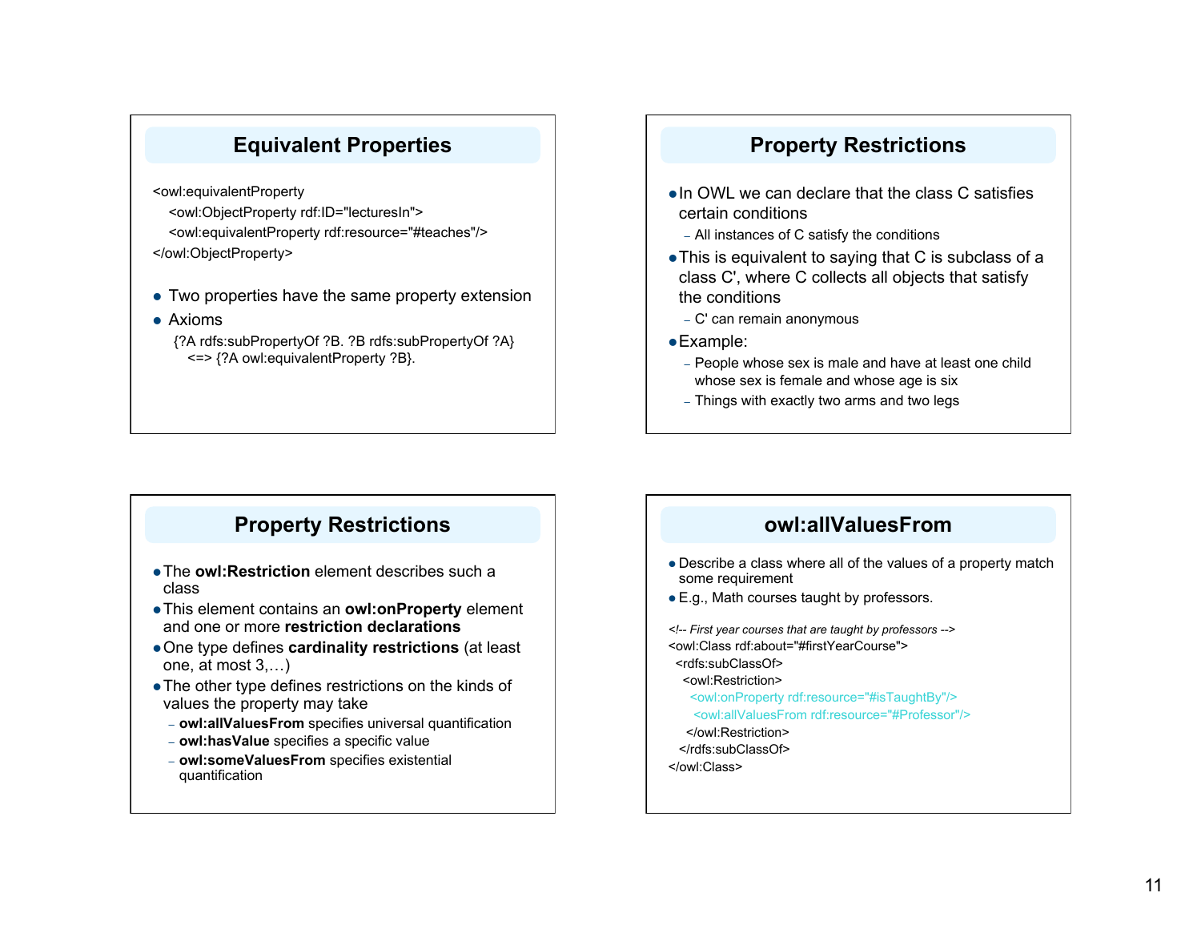## Equivalent Properties

```
<owl:equivalentProperty
  <owl:ObjectProperty rdf:ID="lecturesIn">
  <owl:equivalentProperty rdf:resource="#teaches"/>
</owl:ObjectProperty>
```

- Two properties have the same property extension
- Axioms
  - {?A rdfs:subPropertyOf ?B. ?B rdfs:subPropertyOf ?A} <=> {?A owl:equivalentProperty ?B}.

## Property Restrictions

- In OWL we can declare that the class C satisfies certain conditions
  - All instances of C satisfy the conditions
- This is equivalent to saying that C is subclass of a class C', where C collects all objects that satisfy the conditions
  - C' can remain anonymous
- Example:
  - People whose sex is male and have at least one child whose sex is female and whose age is six
  - Things with exactly two arms and two legs

## Property Restrictions

- The **owl:Restriction** element describes such a class
- This element contains an **owl:onProperty** element and one or more **restriction declarations**
- One type defines **cardinality restrictions** (at least one, at most 3,…)
- The other type defines restrictions on the kinds of values the property may take
  - **owl:allValuesFrom** specifies universal quantification
  - **owl:hasValue** specifies a specific value
  - **owl:someValuesFrom** specifies existential quantification

## owl:allValuesFrom

- Describe a class where all of the values of a property match some requirement
- E.g., Math courses taught by professors.

```
<!-- First year courses that are taught by professors -->
<owl:Class rdf:about="#firstYearCourse">
  <rdfs:subClassOf>
    <owl:Restriction>
      <owl:onProperty rdf:resource="#isTaughtBy"/>
       <owl:allValuesFrom rdf:resource="#Professor"/>
     </owl:Restriction>
  </rdfs:subClassOf>
</owl:Class>
```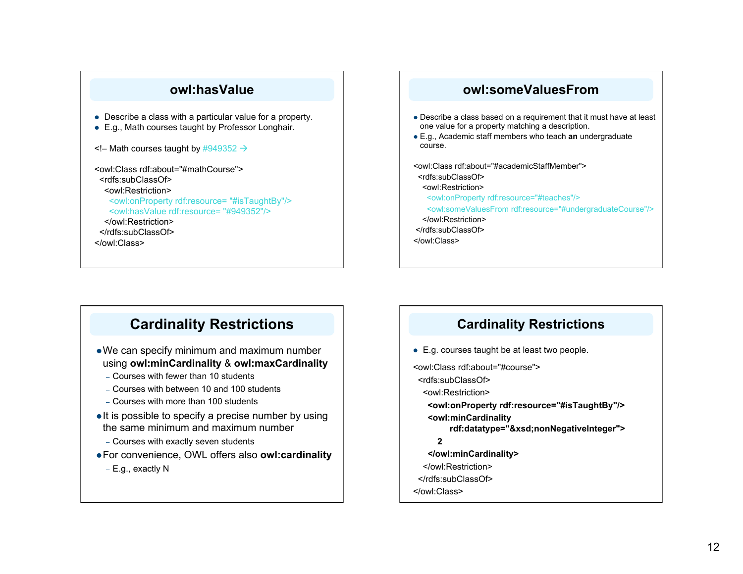## owl:hasValue

- Describe a class with a particular value for a property.
- E.g., Math courses taught by Professor Longhair.

```
<!– Math courses taught by #949352 →

<owl:Class rdf:about="#mathCourse">
  <rdfs:subClassOf>
    <owl:Restriction>
      <owl:onProperty rdf:resource= "#isTaughtBy"/>
      <owl:hasValue rdf:resource= "#949352"/>
    </owl:Restriction>
  </rdfs:subClassOf>
</owl:Class>
```

## owl:someValuesFrom

- Describe a class based on a requirement that it must have at least one value for a property matching a description.
- E.g., Academic staff members who teach **an** undergraduate course.

```
<owl:Class rdf:about="#academicStaffMember">
  <rdfs:subClassOf>
    <owl:Restriction>
      <owl:onProperty rdf:resource="#teaches"/>
      <owl:someValuesFrom rdf:resource="#undergraduateCourse"/>
    </owl:Restriction>
  </rdfs:subClassOf>
</owl:Class>
```

## Cardinality Restrictions

- We can specify minimum and maximum number using **owl:minCardinality** & **owl:maxCardinality**
  - Courses with fewer than 10 students
  - Courses with between 10 and 100 students
  - Courses with more than 100 students
- It is possible to specify a precise number by using the same minimum and maximum number
  - Courses with exactly seven students
- For convenience, OWL offers also **owl:cardinality**
  - E.g., exactly N

## Cardinality Restrictions

- E.g. courses taught be at least two people.

```
<owl:Class rdf:about="#course">
  <rdfs:subClassOf>
    <owl:Restriction>
      <owl:onProperty rdf:resource="#isTaughtBy"/>
      <owl:minCardinality
            rdf:datatype="&xsd;nonNegativeInteger">
         2
      </owl:minCardinality>
    </owl:Restriction>
  </rdfs:subClassOf>
</owl:Class>
```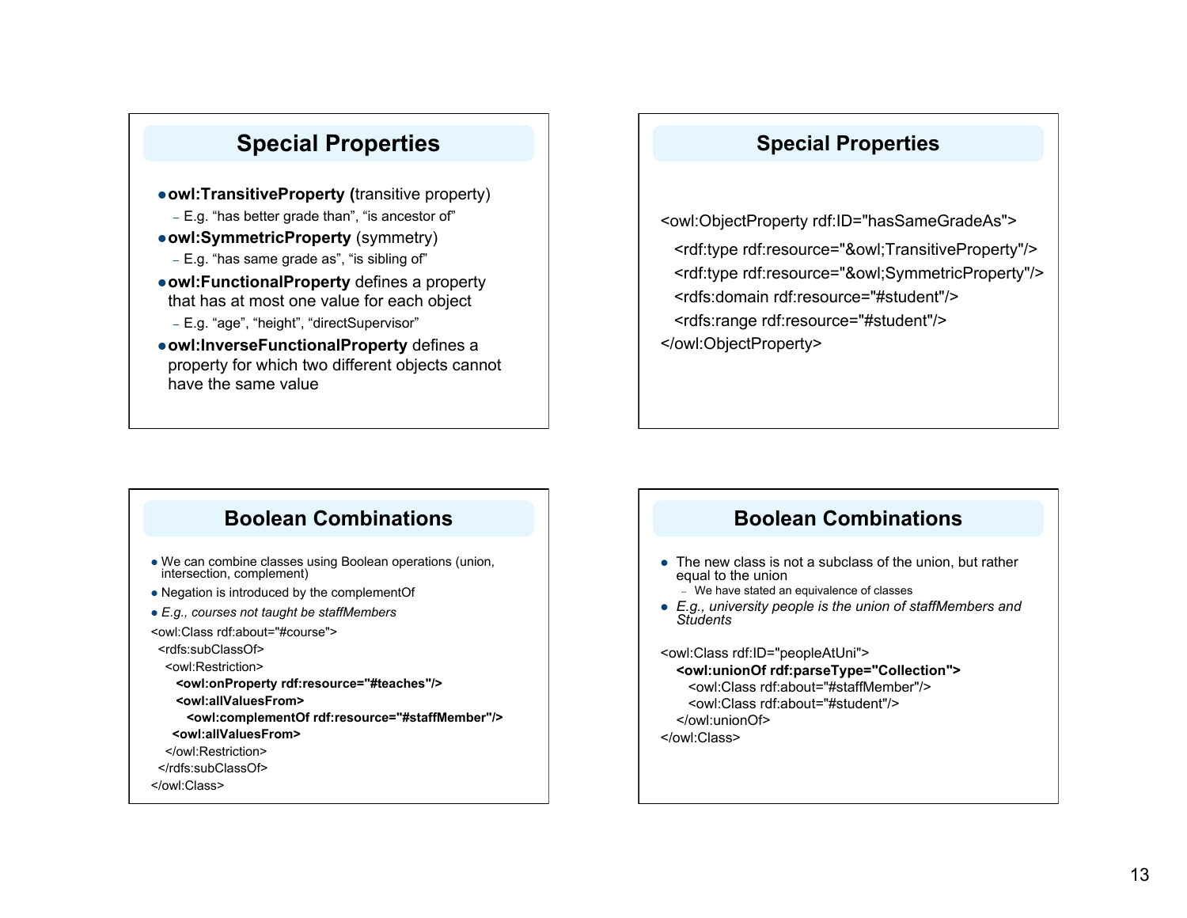## Special Properties

- **owl:TransitiveProperty (**transitive property)
  - E.g. “has better grade than”, “is ancestor of”
- **owl:SymmetricProperty** (symmetry)
  - E.g. “has same grade as”, “is sibling of”
- **owl:FunctionalProperty** defines a property that has at most one value for each object
  - E.g. “age”, “height”, “directSupervisor”
- **owl:InverseFunctionalProperty** defines a property for which two different objects cannot have the same value

## Special Properties

```
<owl:ObjectProperty rdf:ID="hasSameGradeAs">
  <rdf:type rdf:resource="&owl;TransitiveProperty"/>
  <rdf:type rdf:resource="&owl;SymmetricProperty"/>
  <rdfs:domain rdf:resource="#student"/>
  <rdfs:range rdf:resource="#student"/>
</owl:ObjectProperty>
```

## Boolean Combinations

- We can combine classes using Boolean operations (union, intersection, complement)
- Negation is introduced by the complementOf
- *E.g., courses not taught be staffMembers*

```
<owl:Class rdf:about="#course">
 <rdfs:subClassOf>
  <owl:Restriction>
   <owl:onProperty rdf:resource="#teaches"/>
   <owl:allValuesFrom>
    <owl:complementOf rdf:resource="#staffMember"/>
   <owl:allValuesFrom>
  </owl:Restriction>
 </rdfs:subClassOf>
</owl:Class>
```

## Boolean Combinations

- The new class is not a subclass of the union, but rather equal to the union
  - We have stated an equivalence of classes
- *E.g., university people is the union of staffMembers and Students*

```
<owl:Class rdf:ID="peopleAtUni">
  <owl:unionOf rdf:parseType="Collection">
    <owl:Class rdf:about="#staffMember"/>
    <owl:Class rdf:about="#student"/>
  </owl:unionOf>
</owl:Class>
```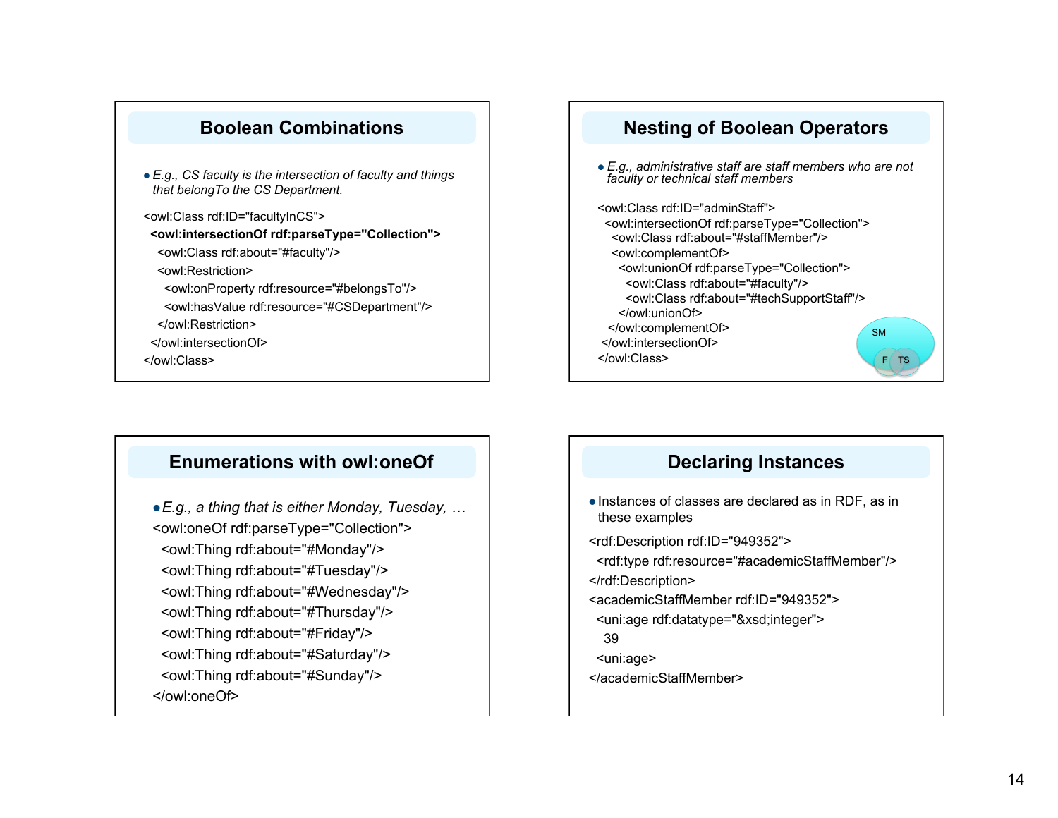## Boolean Combinations

- *E.g., CS faculty is the intersection of faculty and things that belongTo the CS Department.*

```
<owl:Class rdf:ID="facultyInCS">
 <owl:intersectionOf rdf:parseType="Collection">
  <owl:Class rdf:about="#faculty"/>
  <owl:Restriction>
   <owl:onProperty rdf:resource="#belongsTo"/>
   <owl:hasValue rdf:resource="#CSDepartment"/>
  </owl:Restriction>
 </owl:intersectionOf>
</owl:Class>
```

## Nesting of Boolean Operators

- *E.g., administrative staff are staff members who are not faculty or technical staff members*

```
<owl:Class rdf:ID="adminStaff">
 <owl:intersectionOf rdf:parseType="Collection">
  <owl:Class rdf:about="#staffMember"/>
  <owl:complementOf>
   <owl:unionOf rdf:parseType="Collection">
    <owl:Class rdf:about="#faculty"/>
    <owl:Class rdf:about="#techSupportStaff"/>
   </owl:unionOf>
  </owl:complementOf>
 </owl:intersectionOf>
</owl:Class>
```

SM F TS

## Enumerations with owl:oneOf

- *E.g., a thing that is either Monday, Tuesday, …*

```
<owl:oneOf rdf:parseType="Collection">
 <owl:Thing rdf:about="#Monday"/>
 <owl:Thing rdf:about="#Tuesday"/>
 <owl:Thing rdf:about="#Wednesday"/>
 <owl:Thing rdf:about="#Thursday"/>
 <owl:Thing rdf:about="#Friday"/>
 <owl:Thing rdf:about="#Saturday"/>
 <owl:Thing rdf:about="#Sunday"/>
</owl:oneOf>
```

## Declaring Instances

- Instances of classes are declared as in RDF, as in these examples

```
<rdf:Description rdf:ID="949352">
 <rdf:type rdf:resource="#academicStaffMember"/>
</rdf:Description>
<academicStaffMember rdf:ID="949352">
 <uni:age rdf:datatype="&xsd;integer">
  39
 <uni:age>
</academicStaffMember>
```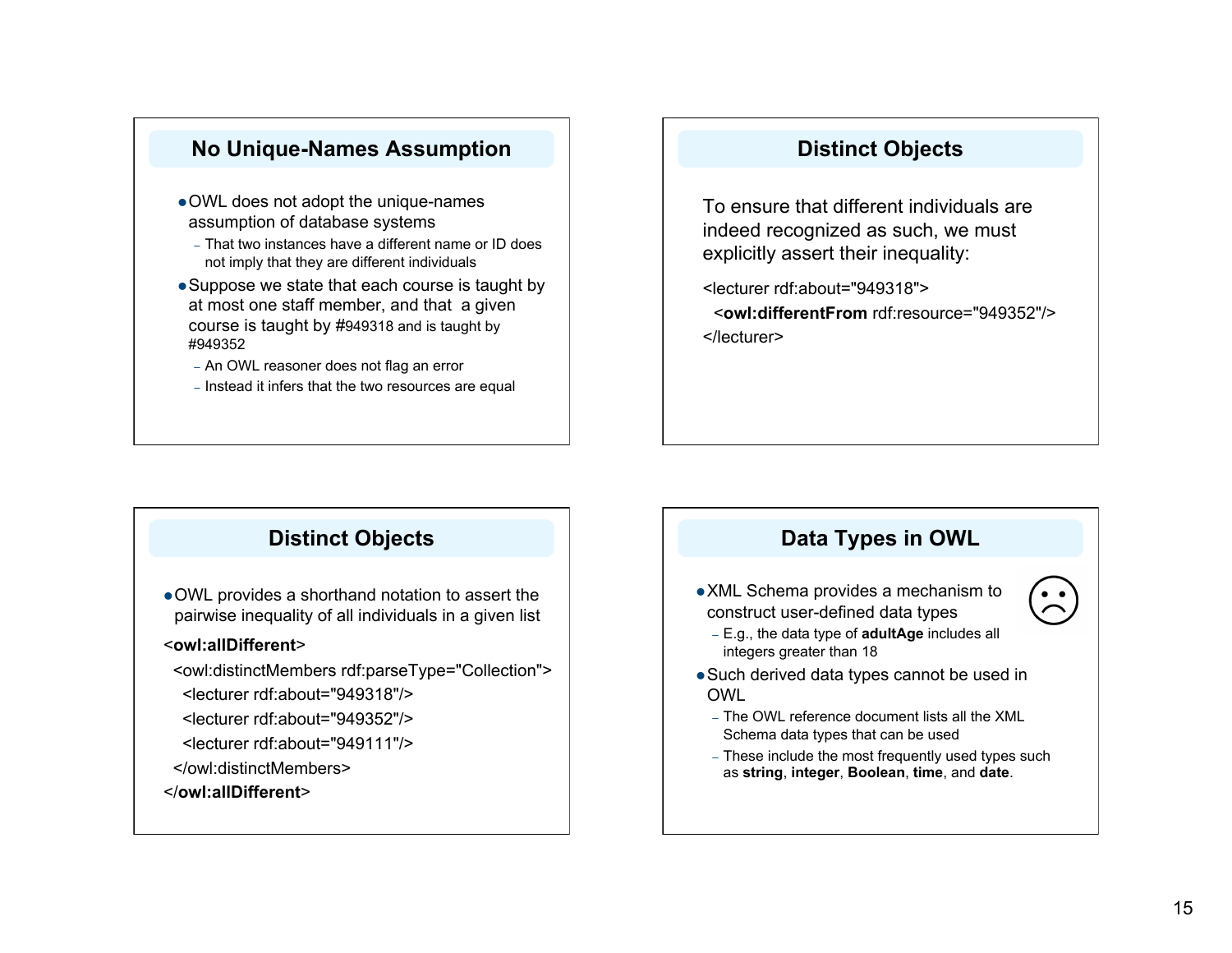## No Unique-Names Assumption

- OWL does not adopt the unique-names assumption of database systems
  - That two instances have a different name or ID does not imply that they are different individuals
- Suppose we state that each course is taught by at most one staff member, and that a given course is taught by #949318 and is taught by #949352
  - An OWL reasoner does not flag an error
  - Instead it infers that the two resources are equal

## Distinct Objects

To ensure that different individuals are indeed recognized as such, we must explicitly assert their inequality:

```
<lecturer rdf:about="949318">
  <owl:differentFrom rdf:resource="949352"/>
</lecturer>
```

## Distinct Objects

- OWL provides a shorthand notation to assert the pairwise inequality of all individuals in a given list

```
<owl:allDifferent>
  <owl:distinctMembers rdf:parseType="Collection">
    <lecturer rdf:about="949318"/>
    <lecturer rdf:about="949352"/>
    <lecturer rdf:about="949111"/>
  </owl:distinctMembers>
</owl:allDifferent>
```

## Data Types in OWL

- XML Schema provides a mechanism to construct user-defined data types
  - E.g., the data type of **adultAge** includes all integers greater than 18
- Such derived data types cannot be used in OWL
  - The OWL reference document lists all the XML Schema data types that can be used
  - These include the most frequently used types such as **string**, **integer**, **Boolean**, **time**, and **date**.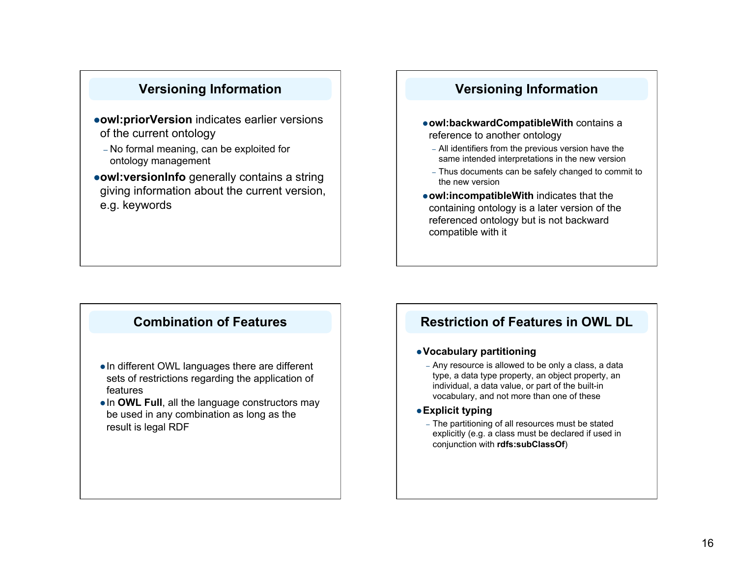## Versioning Information

- **owl:priorVersion** indicates earlier versions of the current ontology
  - No formal meaning, can be exploited for ontology management
- **owl:versionInfo** generally contains a string giving information about the current version, e.g. keywords

## Versioning Information

- **owl:backwardCompatibleWith** contains a reference to another ontology
  - All identifiers from the previous version have the same intended interpretations in the new version
  - Thus documents can be safely changed to commit to the new version
- **owl:incompatibleWith** indicates that the containing ontology is a later version of the referenced ontology but is not backward compatible with it

## Combination of Features

- In different OWL languages there are different sets of restrictions regarding the application of features
- In **OWL Full**, all the language constructors may be used in any combination as long as the result is legal RDF

## Restriction of Features in OWL DL

- **Vocabulary partitioning**
  - Any resource is allowed to be only a class, a data type, a data type property, an object property, an individual, a data value, or part of the built-in vocabulary, and not more than one of these
- **Explicit typing**
  - The partitioning of all resources must be stated explicitly (e.g. a class must be declared if used in conjunction with **rdfs:subClassOf**)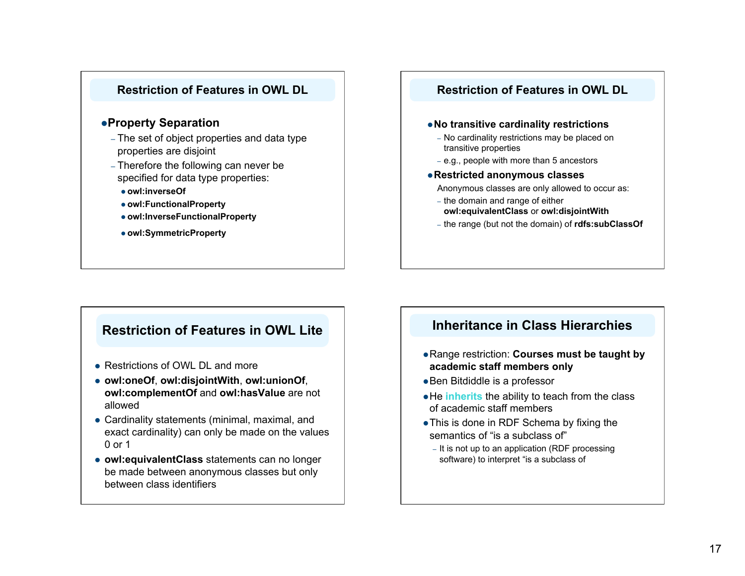## Restriction of Features in OWL DL

- **Property Separation**
  - The set of object properties and data type properties are disjoint
  - Therefore the following can never be specified for data type properties:
    - **owl:inverseOf**
    - **owl:FunctionalProperty**
    - **owl:InverseFunctionalProperty**
    - **owl:SymmetricProperty**

## Restriction of Features in OWL DL

- **No transitive cardinality restrictions**
  - No cardinality restrictions may be placed on transitive properties
  - e.g., people with more than 5 ancestors
- **Restricted anonymous classes**

  Anonymous classes are only allowed to occur as:
  - the domain and range of either **owl:equivalentClass** or **owl:disjointWith**
  - the range (but not the domain) of **rdfs:subClassOf**

## Restriction of Features in OWL Lite

- Restrictions of OWL DL and more
- **owl:oneOf**, **owl:disjointWith**, **owl:unionOf**, **owl:complementOf** and **owl:hasValue** are not allowed
- Cardinality statements (minimal, maximal, and exact cardinality) can only be made on the values 0 or 1
- **owl:equivalentClass** statements can no longer be made between anonymous classes but only between class identifiers

## Inheritance in Class Hierarchies

- Range restriction: **Courses must be taught by academic staff members only**
- Ben Bitdiddle is a professor
- He **inherits** the ability to teach from the class of academic staff members
- This is done in RDF Schema by fixing the semantics of "is a subclass of"
  - It is not up to an application (RDF processing software) to interpret "is a subclass of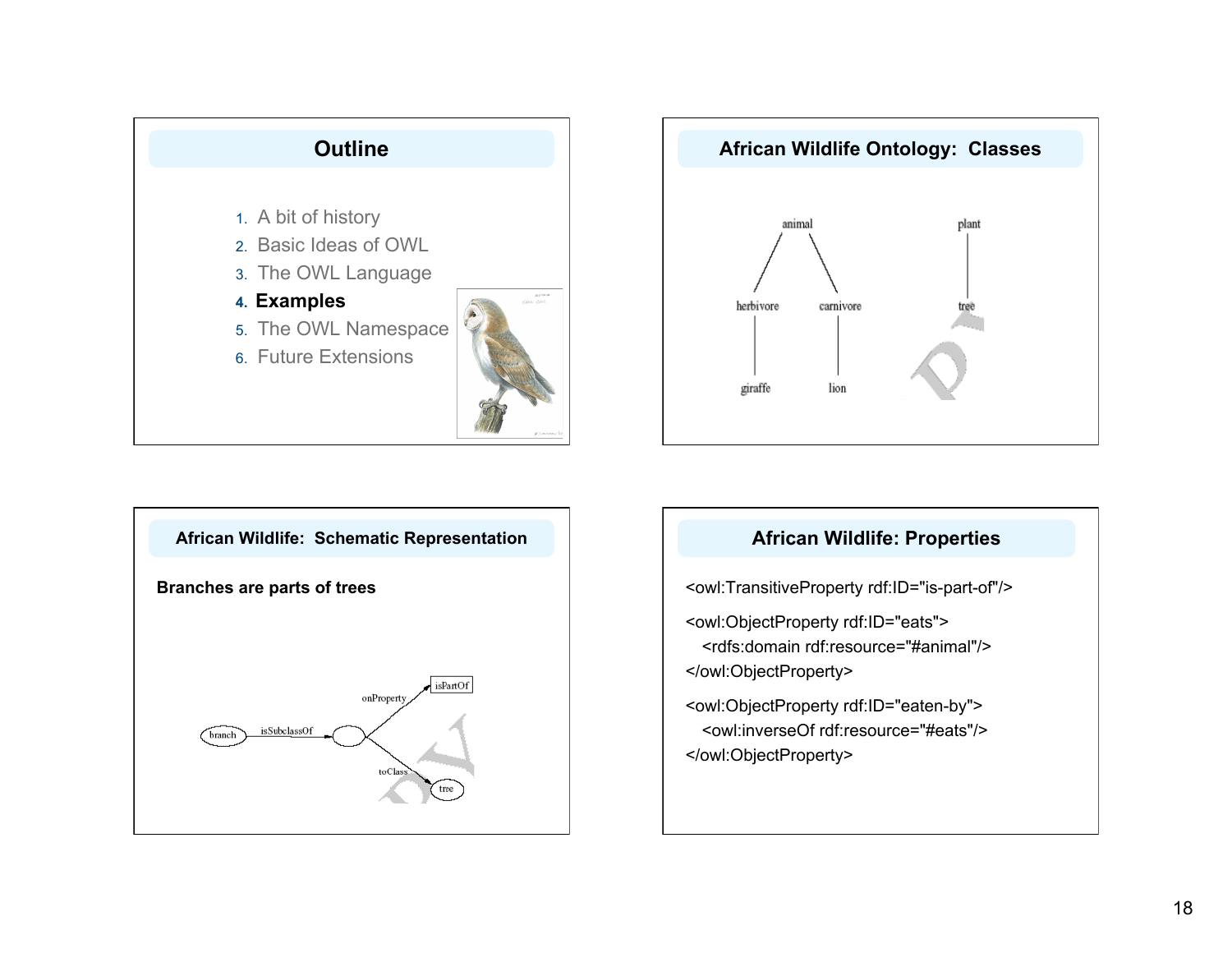## Outline

1. A bit of history
2. Basic Ideas of OWL
3. The OWL Language
4. **Examples**
5. The OWL Namespace
6. Future Extensions

## African Wildlife Ontology: Classes

animal
- herbivore
  - giraffe
- carnivore
  - lion

plant
- tree

## African Wildlife: Schematic Representation

**Branches are parts of trees**

branch —isSubclassOf→ ( ) —onProperty→ isPartOf; ( ) —toClass→ tree

## African Wildlife: Properties

```
<owl:TransitiveProperty rdf:ID="is-part-of"/>

<owl:ObjectProperty rdf:ID="eats">
   <rdfs:domain rdf:resource="#animal"/>
</owl:ObjectProperty>

<owl:ObjectProperty rdf:ID="eaten-by">
   <owl:inverseOf rdf:resource="#eats"/>
</owl:ObjectProperty>
```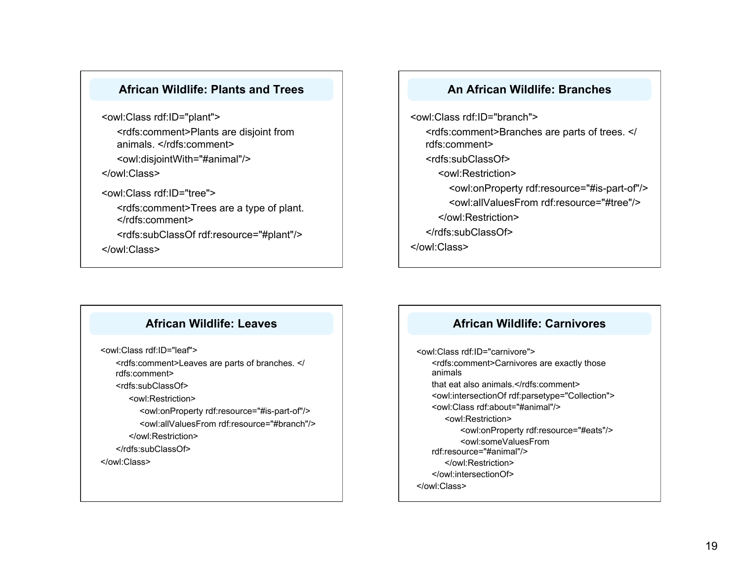## African Wildlife: Plants and Trees

```
<owl:Class rdf:ID="plant">
    <rdfs:comment>Plants are disjoint from
    animals. </rdfs:comment>
    <owl:disjointWith="#animal"/>
</owl:Class>
<owl:Class rdf:ID="tree">
    <rdfs:comment>Trees are a type of plant.
    </rdfs:comment>
    <rdfs:subClassOf rdf:resource="#plant"/>
</owl:Class>
```

## An African Wildlife: Branches

```
<owl:Class rdf:ID="branch">
    <rdfs:comment>Branches are parts of trees. </
    rdfs:comment>
    <rdfs:subClassOf>
        <owl:Restriction>
            <owl:onProperty rdf:resource="#is-part-of"/>
            <owl:allValuesFrom rdf:resource="#tree"/>
        </owl:Restriction>
    </rdfs:subClassOf>
</owl:Class>
```

## African Wildlife: Leaves

```
<owl:Class rdf:ID="leaf">
    <rdfs:comment>Leaves are parts of branches. </
    rdfs:comment>
    <rdfs:subClassOf>
        <owl:Restriction>
            <owl:onProperty rdf:resource="#is-part-of"/>
            <owl:allValuesFrom rdf:resource="#branch"/>
        </owl:Restriction>
    </rdfs:subClassOf>
</owl:Class>
```

## African Wildlife: Carnivores

```
<owl:Class rdf:ID="carnivore">
    <rdfs:comment>Carnivores are exactly those
    animals
    that eat also animals.</rdfs:comment>
    <owl:intersectionOf rdf:parsetype="Collection">
    <owl:Class rdf:about="#animal"/>
        <owl:Restriction>
            <owl:onProperty rdf:resource="#eats"/>
            <owl:someValuesFrom
    rdf:resource="#animal"/>
        </owl:Restriction>
    </owl:intersectionOf>
</owl:Class>
```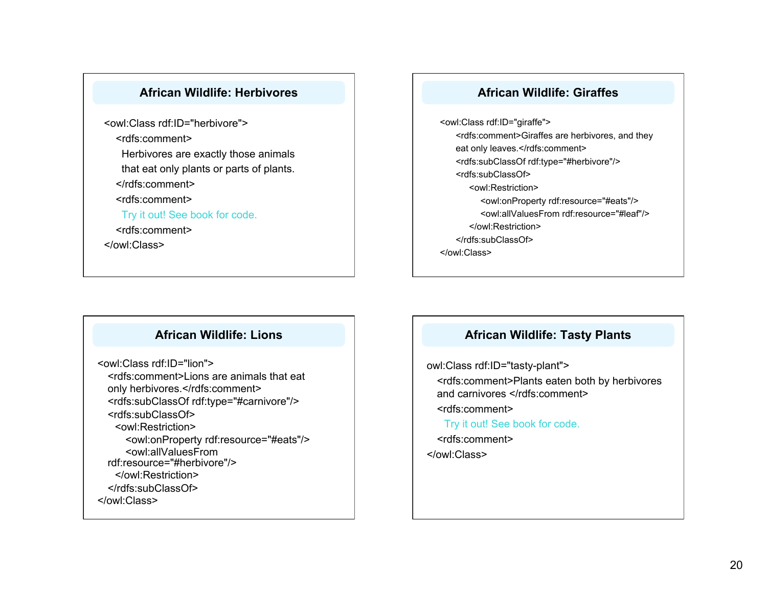## African Wildlife: Herbivores

```
<owl:Class rdf:ID="herbivore">
   <rdfs:comment>
     Herbivores are exactly those animals
     that eat only plants or parts of plants.
   </rdfs:comment>
   <rdfs:comment>
     Try it out! See book for code.
   <rdfs:comment>
</owl:Class>
```

## African Wildlife: Giraffes

```
<owl:Class rdf:ID="giraffe">
   <rdfs:comment>Giraffes are herbivores, and they
   eat only leaves.</rdfs:comment>
   <rdfs:subClassOf rdf:type="#herbivore"/>
   <rdfs:subClassOf>
      <owl:Restriction>
         <owl:onProperty rdf:resource="#eats"/>
         <owl:allValuesFrom rdf:resource="#leaf"/>
      </owl:Restriction>
   </rdfs:subClassOf>
</owl:Class>
```

## African Wildlife: Lions

```
<owl:Class rdf:ID="lion">
   <rdfs:comment>Lions are animals that eat
   only herbivores.</rdfs:comment>
   <rdfs:subClassOf rdf:type="#carnivore"/>
   <rdfs:subClassOf>
     <owl:Restriction>
        <owl:onProperty rdf:resource="#eats"/>
        <owl:allValuesFrom
   rdf:resource="#herbivore"/>
     </owl:Restriction>
   </rdfs:subClassOf>
</owl:Class>
```

## African Wildlife: Tasty Plants

```
owl:Class rdf:ID="tasty-plant">
   <rdfs:comment>Plants eaten both by herbivores
   and carnivores </rdfs:comment>
   <rdfs:comment>
     Try it out! See book for code.
   <rdfs:comment>
</owl:Class>
```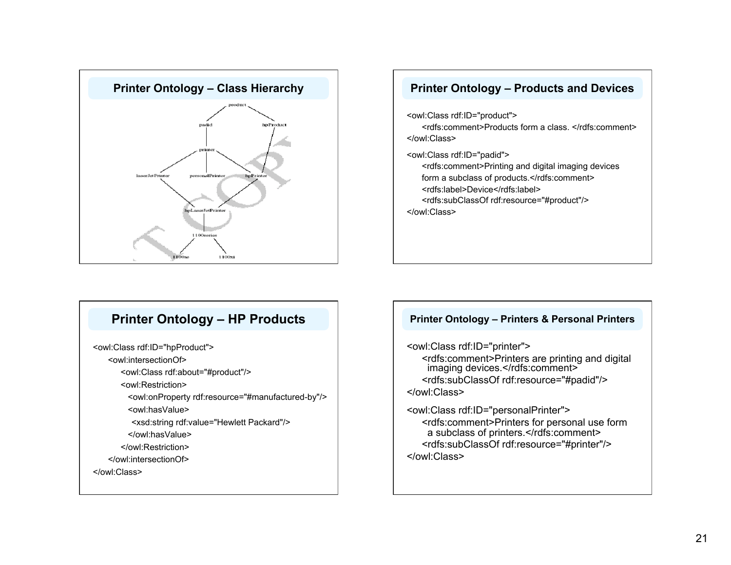## Printer Ontology – Class Hierarchy

product

padid    hpProduct

printer

laserJetPrinter    personalPrinter    hpPrinter

hpLaserJetPrinter

1100series

1100se    1100xi

## Printer Ontology – Products and Devices

```
<owl:Class rdf:ID="product">
    <rdfs:comment>Products form a class. </rdfs:comment>
</owl:Class>

<owl:Class rdf:ID="padid">
    <rdfs:comment>Printing and digital imaging devices
    form a subclass of products.</rdfs:comment>
    <rdfs:label>Device</rdfs:label>
    <rdfs:subClassOf rdf:resource="#product"/>
</owl:Class>
```

## Printer Ontology – HP Products

```
<owl:Class rdf:ID="hpProduct">
    <owl:intersectionOf>
        <owl:Class rdf:about="#product"/>
        <owl:Restriction>
            <owl:onProperty rdf:resource="#manufactured-by"/>
            <owl:hasValue>
                <xsd:string rdf:value="Hewlett Packard"/>
            </owl:hasValue>
        </owl:Restriction>
    </owl:intersectionOf>
</owl:Class>
```

## Printer Ontology – Printers & Personal Printers

```
<owl:Class rdf:ID="printer">
    <rdfs:comment>Printers are printing and digital
     imaging devices.</rdfs:comment>
    <rdfs:subClassOf rdf:resource="#padid"/>
</owl:Class>

<owl:Class rdf:ID="personalPrinter">
    <rdfs:comment>Printers for personal use form
     a subclass of printers.</rdfs:comment>
    <rdfs:subClassOf rdf:resource="#printer"/>
</owl:Class>
```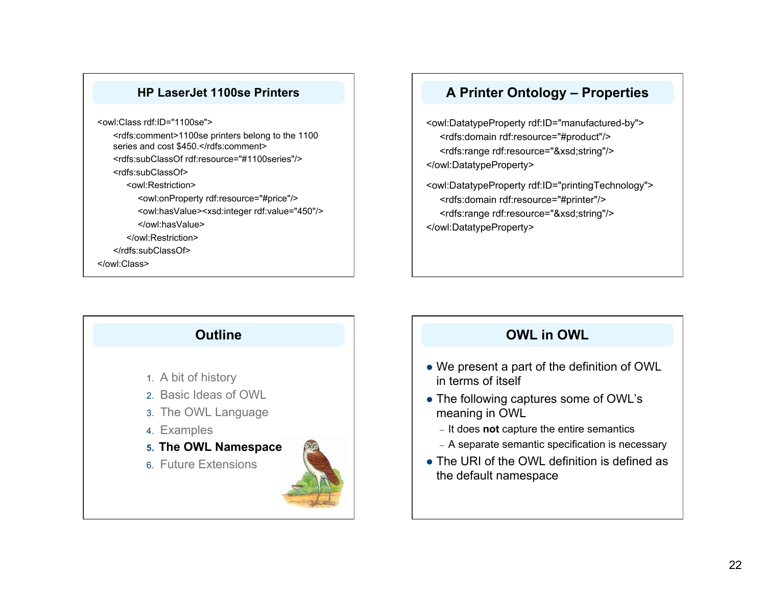## HP LaserJet 1100se Printers

```
<owl:Class rdf:ID="1100se">
    <rdfs:comment>1100se printers belong to the 1100
    series and cost $450.</rdfs:comment>
    <rdfs:subClassOf rdf:resource="#1100series"/>
    <rdfs:subClassOf>
        <owl:Restriction>
            <owl:onProperty rdf:resource="#price"/>
            <owl:hasValue><xsd:integer rdf:value="450"/>
            </owl:hasValue>
        </owl:Restriction>
    </rdfs:subClassOf>
</owl:Class>
```

## A Printer Ontology – Properties

```
<owl:DatatypeProperty rdf:ID="manufactured-by">
    <rdfs:domain rdf:resource="#product"/>
    <rdfs:range rdf:resource="&xsd;string"/>
</owl:DatatypeProperty>

<owl:DatatypeProperty rdf:ID="printingTechnology">
    <rdfs:domain rdf:resource="#printer"/>
    <rdfs:range rdf:resource="&xsd;string"/>
</owl:DatatypeProperty>
```

## Outline

1. A bit of history
2. Basic Ideas of OWL
3. The OWL Language
4. Examples
5. **The OWL Namespace**
6. Future Extensions

## OWL in OWL

- We present a part of the definition of OWL in terms of itself
- The following captures some of OWL's meaning in OWL
  - It does **not** capture the entire semantics
  - A separate semantic specification is necessary
- The URI of the OWL definition is defined as the default namespace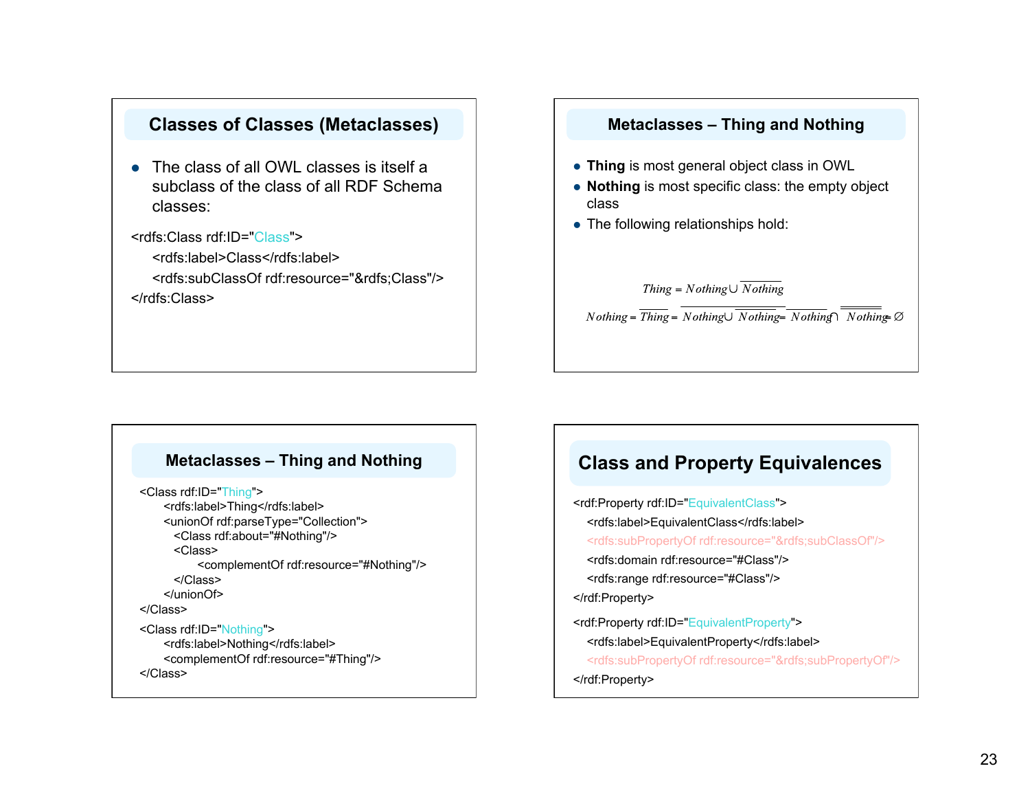## Classes of Classes (Metaclasses)

- The class of all OWL classes is itself a subclass of the class of all RDF Schema classes:

```
<rdfs:Class rdf:ID="Class">
    <rdfs:label>Class</rdfs:label>
    <rdfs:subClassOf rdf:resource="&rdfs;Class"/>
</rdfs:Class>
```

## Metaclasses – Thing and Nothing

- **Thing** is most general object class in OWL
- **Nothing** is most specific class: the empty object class
- The following relationships hold:

$$Thing = Nothing \cup \overline{Nothing}$$

$$Nothing = \overline{Thing} = \overline{Nothing \cup \overline{Nothing}} = \overline{Nothing} \cap \overline{\overline{Nothing}} = \varnothing$$

## Metaclasses – Thing and Nothing

```
<Class rdf:ID="Thing">
    <rdfs:label>Thing</rdfs:label>
    <unionOf rdf:parseType="Collection">
      <Class rdf:about="#Nothing"/>
      <Class>
          <complementOf rdf:resource="#Nothing"/>
      </Class>
    </unionOf>
</Class>
<Class rdf:ID="Nothing">
    <rdfs:label>Nothing</rdfs:label>
    <complementOf rdf:resource="#Thing"/>
</Class>
```

## Class and Property Equivalences

```
<rdf:Property rdf:ID="EquivalentClass">
   <rdfs:label>EquivalentClass</rdfs:label>
   <rdfs:subPropertyOf rdf:resource="&rdfs;subClassOf"/>
   <rdfs:domain rdf:resource="#Class"/>
   <rdfs:range rdf:resource="#Class"/>
</rdf:Property>
<rdf:Property rdf:ID="EquivalentProperty">
   <rdfs:label>EquivalentProperty</rdfs:label>
   <rdfs:subPropertyOf rdf:resource="&rdfs;subPropertyOf"/>
</rdf:Property>
```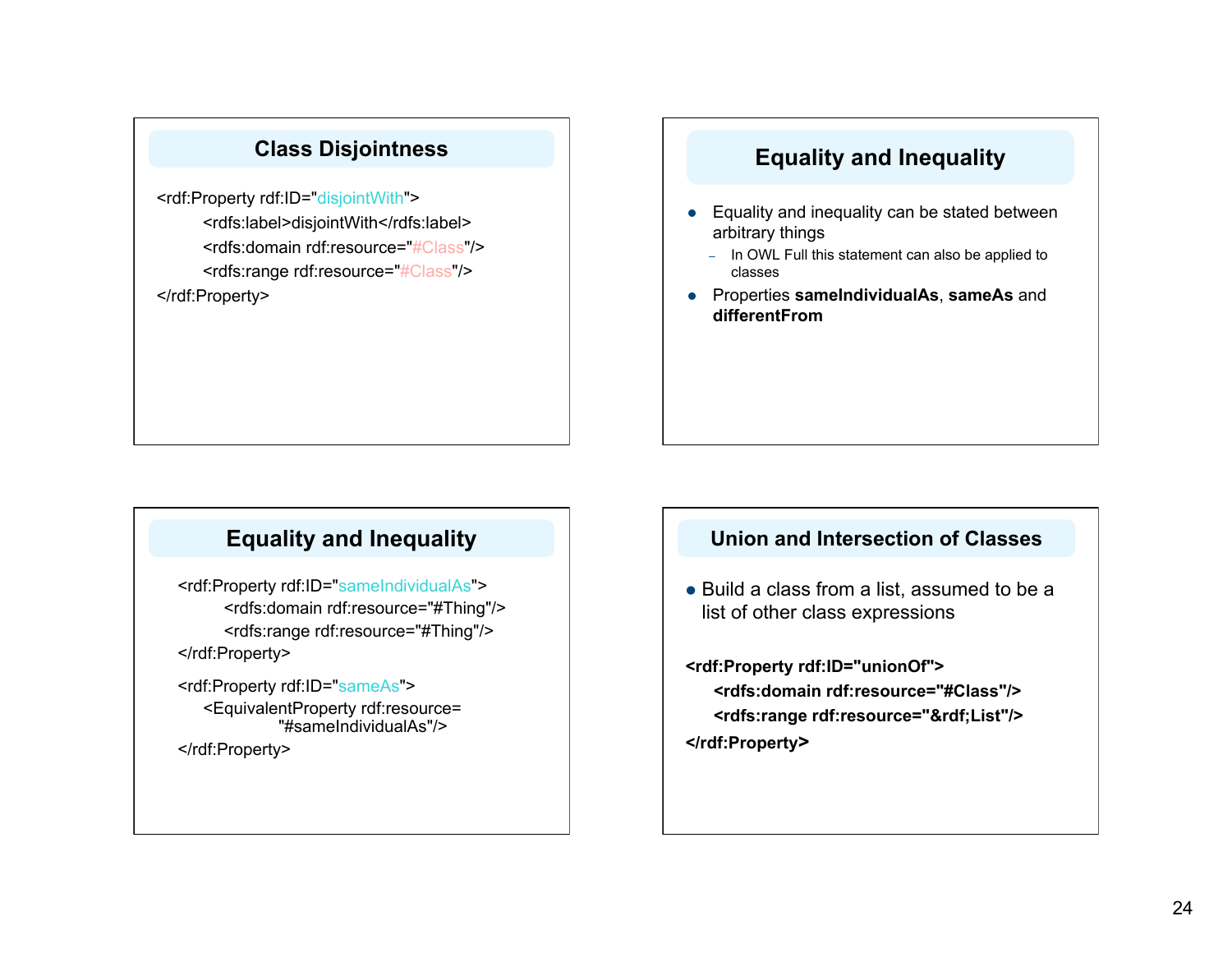## Class Disjointness

```
<rdf:Property rdf:ID="disjointWith">
        <rdfs:label>disjointWith</rdfs:label>
        <rdfs:domain rdf:resource="#Class"/>
        <rdfs:range rdf:resource="#Class"/>
</rdf:Property>
```

## Equality and Inequality

- Equality and inequality can be stated between arbitrary things
  - In OWL Full this statement can also be applied to classes
- Properties **sameIndividualAs**, **sameAs** and **differentFrom**

## Equality and Inequality

```
<rdf:Property rdf:ID="sameIndividualAs">
        <rdfs:domain rdf:resource="#Thing"/>
        <rdfs:range rdf:resource="#Thing"/>
</rdf:Property>

<rdf:Property rdf:ID="sameAs">
    <EquivalentProperty rdf:resource=
                "#sameIndividualAs"/>
</rdf:Property>
```

## Union and Intersection of Classes

- Build a class from a list, assumed to be a list of other class expressions

```
<rdf:Property rdf:ID="unionOf">
    <rdfs:domain rdf:resource="#Class"/>
    <rdfs:range rdf:resource="&rdf;List"/>
</rdf:Property>
```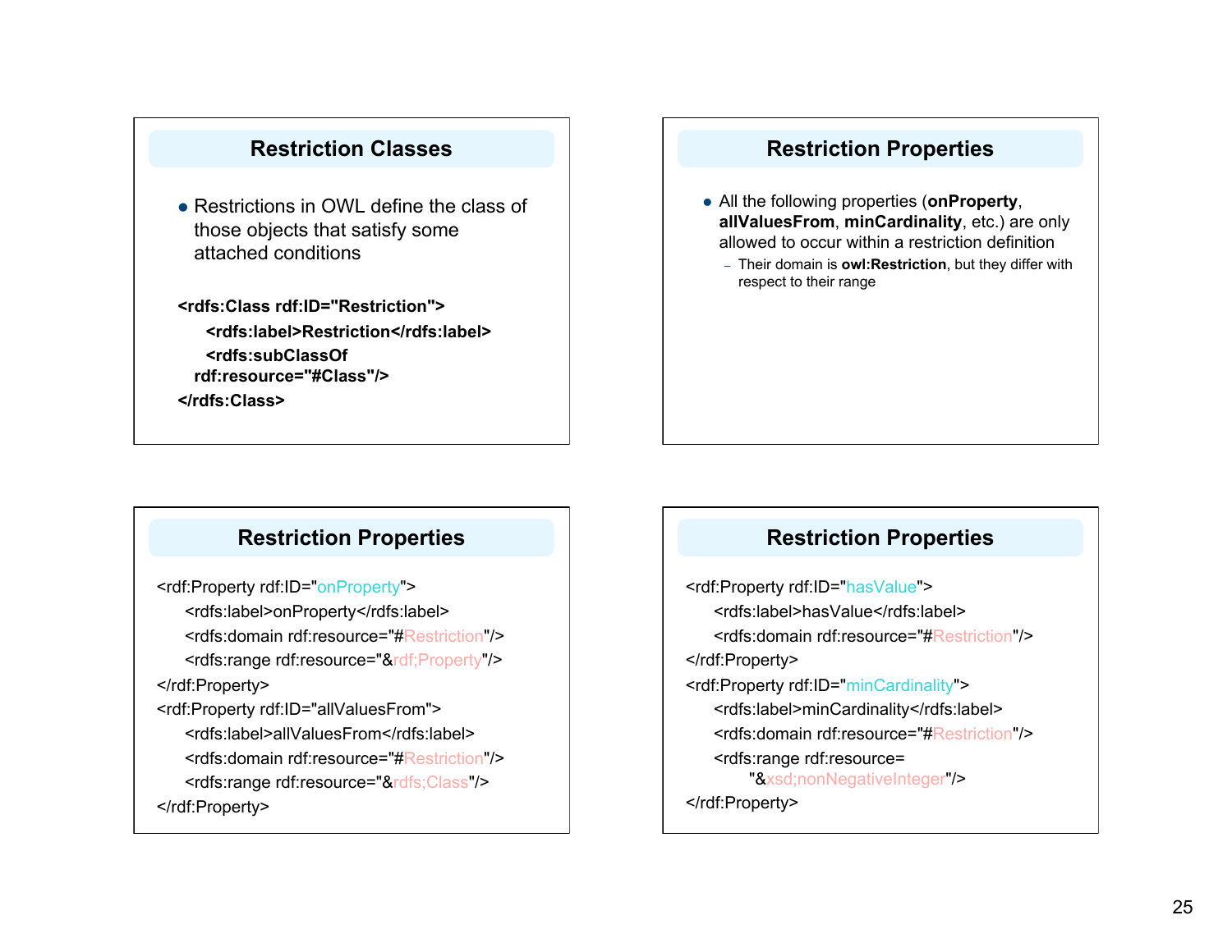## Restriction Classes

- Restrictions in OWL define the class of those objects that satisfy some attached conditions

```
<rdfs:Class rdf:ID="Restriction">
    <rdfs:label>Restriction</rdfs:label>
    <rdfs:subClassOf
  rdf:resource="#Class"/>
</rdfs:Class>
```

## Restriction Properties

- All the following properties (**onProperty**, **allValuesFrom**, **minCardinality**, etc.) are only allowed to occur within a restriction definition
  - Their domain is **owl:Restriction**, but they differ with respect to their range

## Restriction Properties

```
<rdf:Property rdf:ID="onProperty">
    <rdfs:label>onProperty</rdfs:label>
    <rdfs:domain rdf:resource="#Restriction"/>
    <rdfs:range rdf:resource="&rdf;Property"/>
</rdf:Property>
<rdf:Property rdf:ID="allValuesFrom">
    <rdfs:label>allValuesFrom</rdfs:label>
    <rdfs:domain rdf:resource="#Restriction"/>
    <rdfs:range rdf:resource="&rdfs;Class"/>
</rdf:Property>
```

## Restriction Properties

```
<rdf:Property rdf:ID="hasValue">
    <rdfs:label>hasValue</rdfs:label>
    <rdfs:domain rdf:resource="#Restriction"/>
</rdf:Property>
<rdf:Property rdf:ID="minCardinality">
    <rdfs:label>minCardinality</rdfs:label>
    <rdfs:domain rdf:resource="#Restriction"/>
    <rdfs:range rdf:resource=
        "&xsd;nonNegativeInteger"/>
</rdf:Property>
```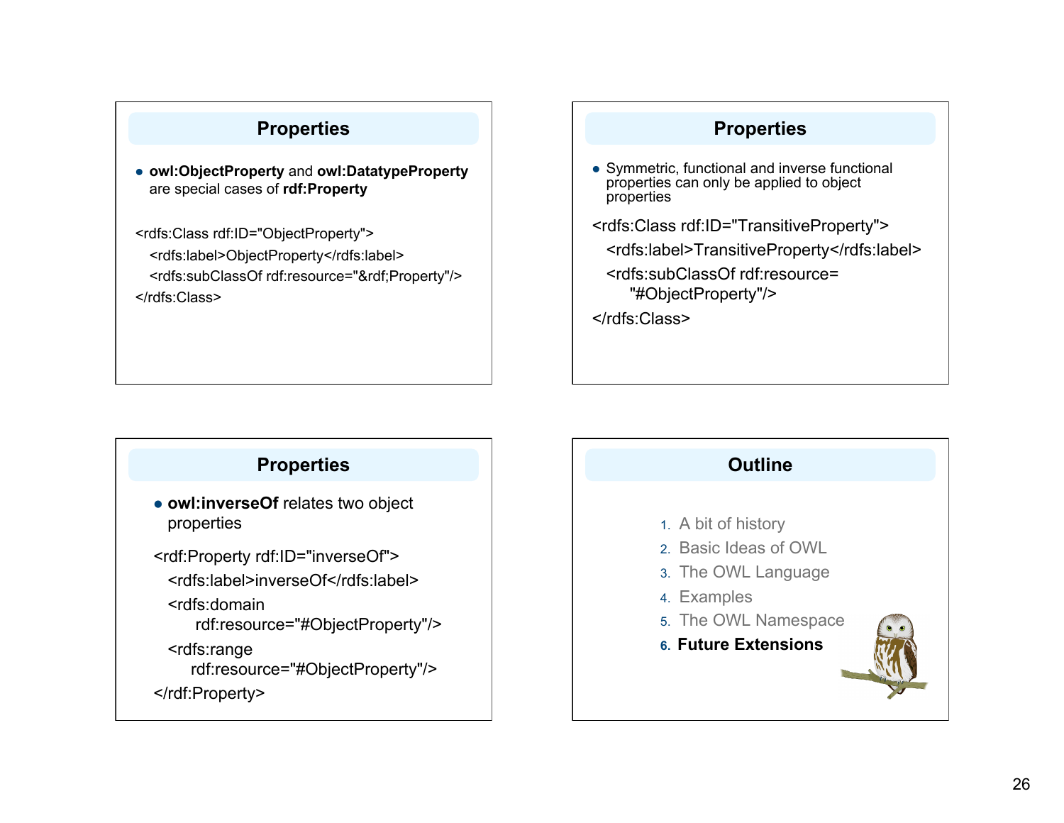## Properties

- **owl:ObjectProperty** and **owl:DatatypeProperty** are special cases of **rdf:Property**

```
<rdfs:Class rdf:ID="ObjectProperty">
  <rdfs:label>ObjectProperty</rdfs:label>
  <rdfs:subClassOf rdf:resource="&rdf;Property"/>
</rdfs:Class>
```

## Properties

- Symmetric, functional and inverse functional properties can only be applied to object properties

```
<rdfs:Class rdf:ID="TransitiveProperty">
  <rdfs:label>TransitiveProperty</rdfs:label>
  <rdfs:subClassOf rdf:resource=
      "#ObjectProperty"/>
</rdfs:Class>
```

## Properties

- **owl:inverseOf** relates two object properties

```
<rdf:Property rdf:ID="inverseOf">
  <rdfs:label>inverseOf</rdfs:label>
  <rdfs:domain
      rdf:resource="#ObjectProperty"/>
  <rdfs:range
      rdf:resource="#ObjectProperty"/>
</rdf:Property>
```

## Outline

1. A bit of history
2. Basic Ideas of OWL
3. The OWL Language
4. Examples
5. The OWL Namespace
6. **Future Extensions**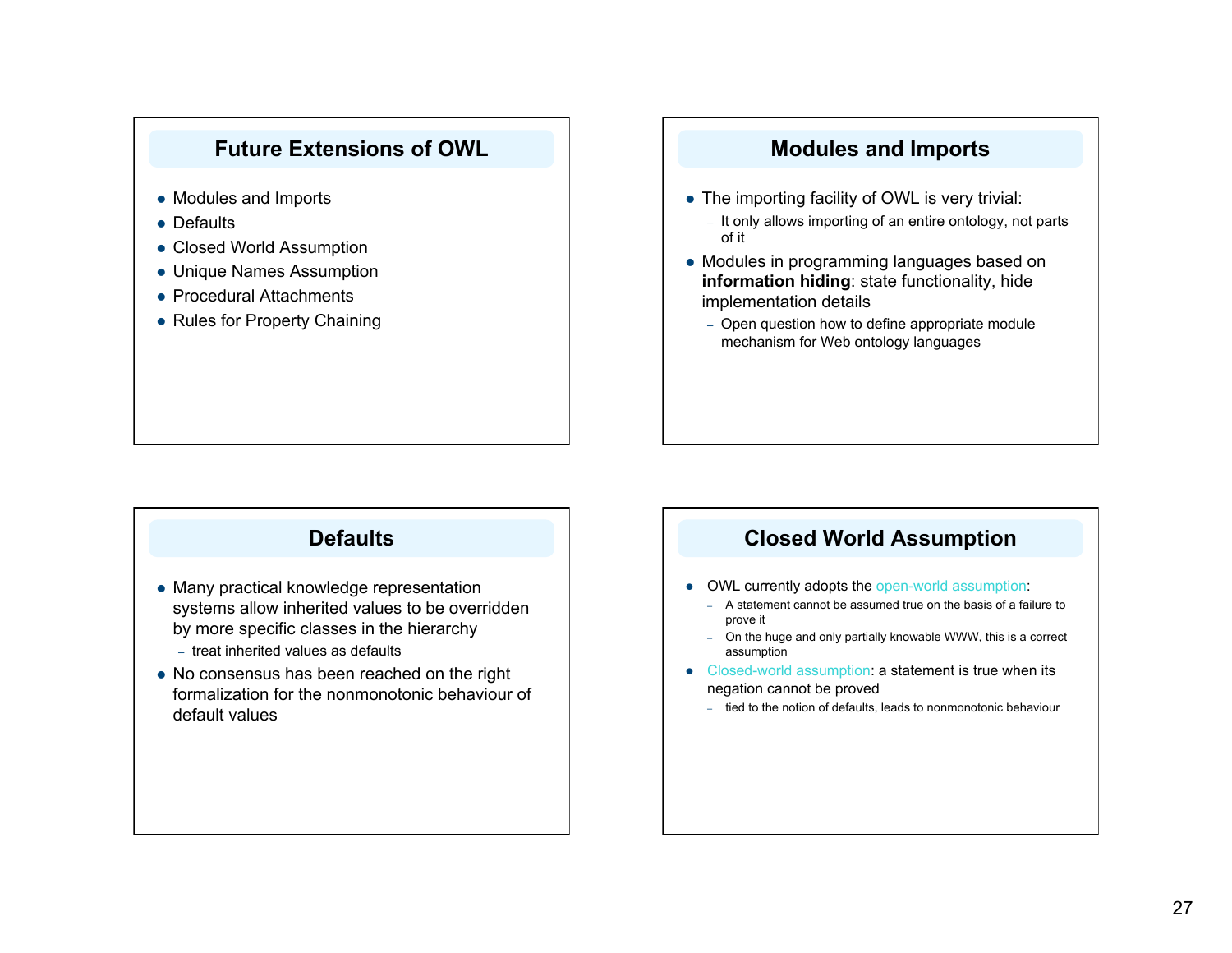## Future Extensions of OWL

- Modules and Imports
- Defaults
- Closed World Assumption
- Unique Names Assumption
- Procedural Attachments
- Rules for Property Chaining

## Modules and Imports

- The importing facility of OWL is very trivial:
  - It only allows importing of an entire ontology, not parts of it
- Modules in programming languages based on **information hiding**: state functionality, hide implementation details
  - Open question how to define appropriate module mechanism for Web ontology languages

## Defaults

- Many practical knowledge representation systems allow inherited values to be overridden by more specific classes in the hierarchy
  - treat inherited values as defaults
- No consensus has been reached on the right formalization for the nonmonotonic behaviour of default values

## Closed World Assumption

- OWL currently adopts the open-world assumption:
  - A statement cannot be assumed true on the basis of a failure to prove it
  - On the huge and only partially knowable WWW, this is a correct assumption
- Closed-world assumption: a statement is true when its negation cannot be proved
  - tied to the notion of defaults, leads to nonmonotonic behaviour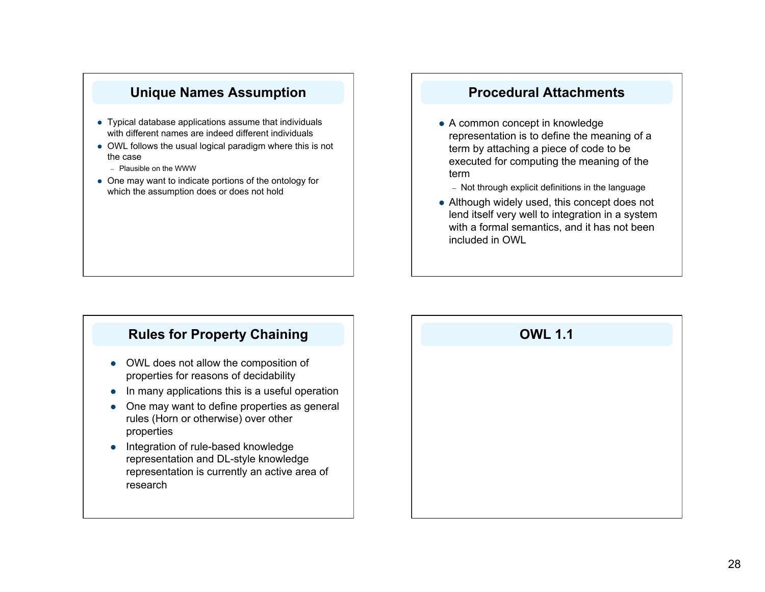## Unique Names Assumption

- Typical database applications assume that individuals with different names are indeed different individuals
- OWL follows the usual logical paradigm where this is not the case
  - Plausible on the WWW
- One may want to indicate portions of the ontology for which the assumption does or does not hold

## Procedural Attachments

- A common concept in knowledge representation is to define the meaning of a term by attaching a piece of code to be executed for computing the meaning of the term
  - Not through explicit definitions in the language
- Although widely used, this concept does not lend itself very well to integration in a system with a formal semantics, and it has not been included in OWL

## Rules for Property Chaining

- OWL does not allow the composition of properties for reasons of decidability
- In many applications this is a useful operation
- One may want to define properties as general rules (Horn or otherwise) over other properties
- Integration of rule-based knowledge representation and DL-style knowledge representation is currently an active area of research

## OWL 1.1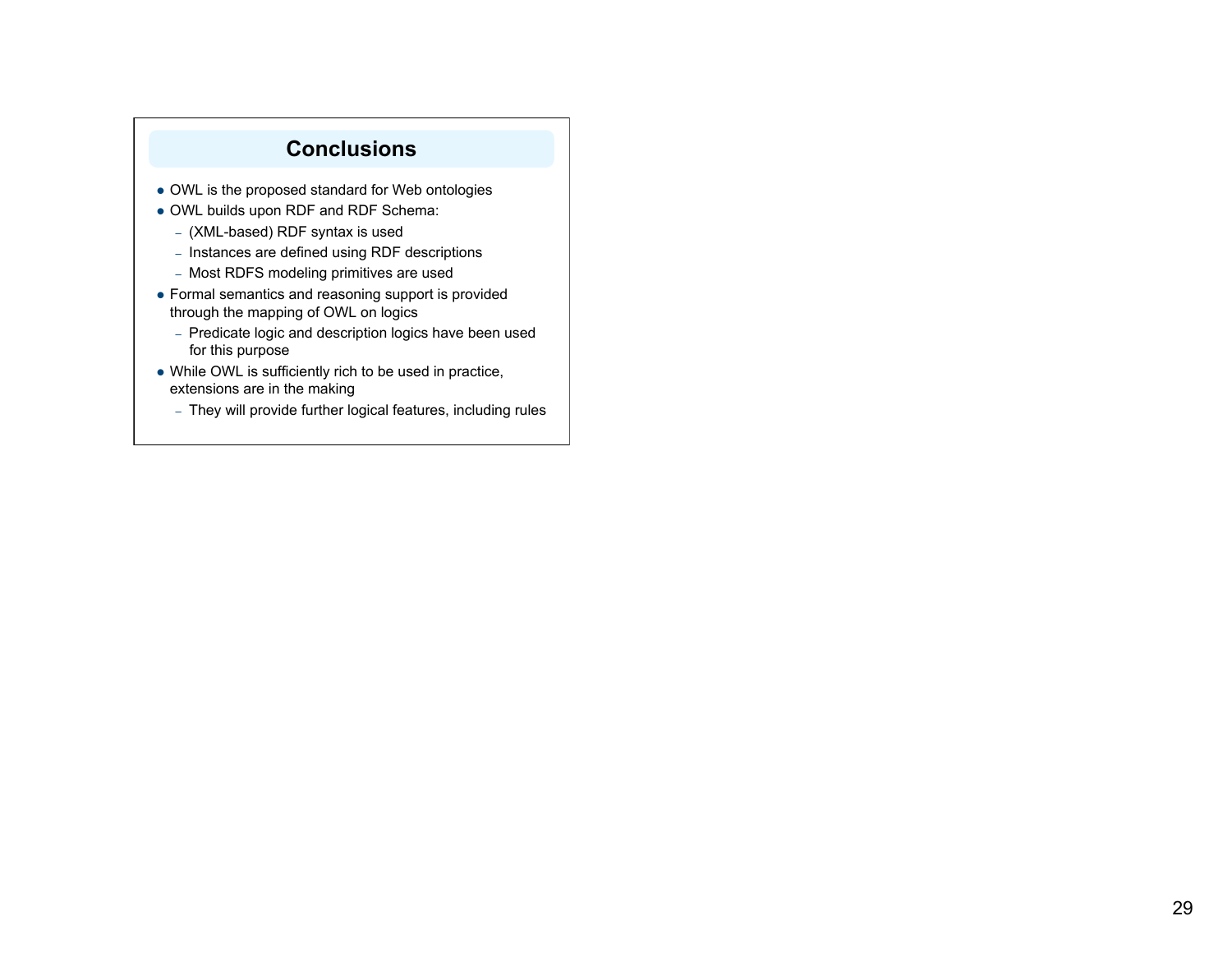## Conclusions

- OWL is the proposed standard for Web ontologies
- OWL builds upon RDF and RDF Schema:
  - (XML-based) RDF syntax is used
  - Instances are defined using RDF descriptions
  - Most RDFS modeling primitives are used
- Formal semantics and reasoning support is provided through the mapping of OWL on logics
  - Predicate logic and description logics have been used for this purpose
- While OWL is sufficiently rich to be used in practice, extensions are in the making
  - They will provide further logical features, including rules